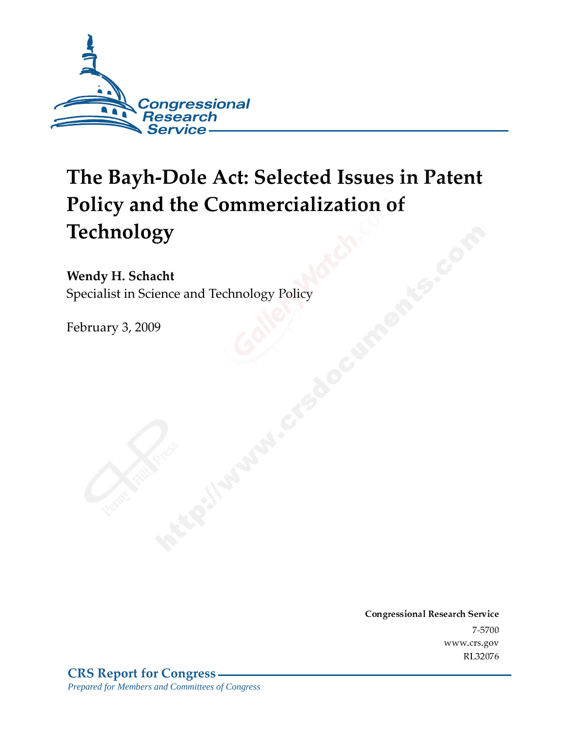Congressional Research Service

# The Bayh-Dole Act: Selected Issues in Patent Policy and the Commercialization of Technology

**Wendy H. Schacht**
Specialist in Science and Technology Policy

February 3, 2009

**Congressional Research Service**
7-5700
www.crs.gov
RL32076

**CRS Report for Congress**
*Prepared for Members and Committees of Congress*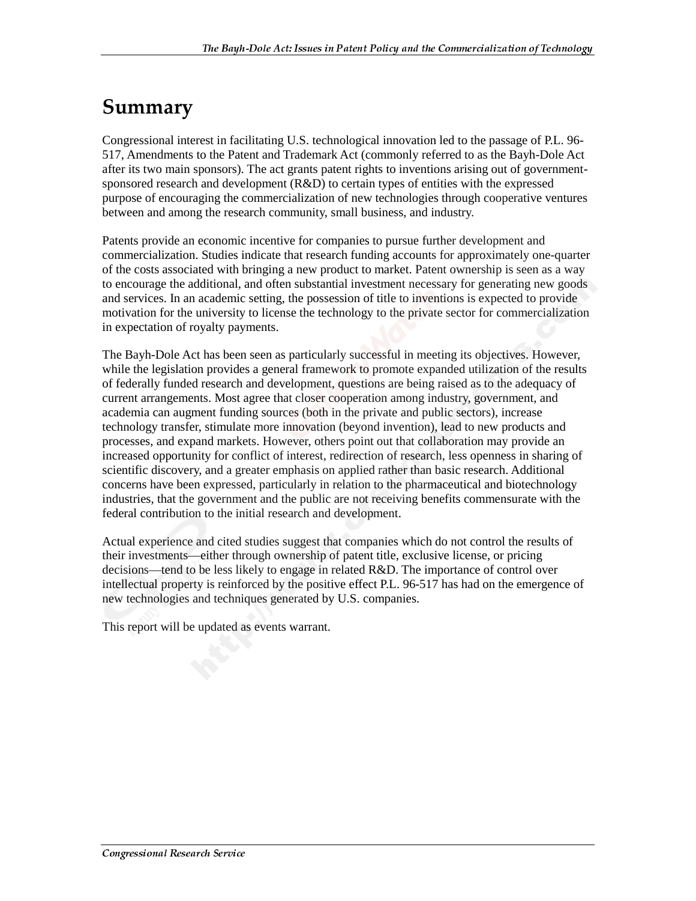# Summary

Congressional interest in facilitating U.S. technological innovation led to the passage of P.L. 96-517, Amendments to the Patent and Trademark Act (commonly referred to as the Bayh-Dole Act after its two main sponsors). The act grants patent rights to inventions arising out of government-sponsored research and development (R&D) to certain types of entities with the expressed purpose of encouraging the commercialization of new technologies through cooperative ventures between and among the research community, small business, and industry.

Patents provide an economic incentive for companies to pursue further development and commercialization. Studies indicate that research funding accounts for approximately one-quarter of the costs associated with bringing a new product to market. Patent ownership is seen as a way to encourage the additional, and often substantial investment necessary for generating new goods and services. In an academic setting, the possession of title to inventions is expected to provide motivation for the university to license the technology to the private sector for commercialization in expectation of royalty payments.

The Bayh-Dole Act has been seen as particularly successful in meeting its objectives. However, while the legislation provides a general framework to promote expanded utilization of the results of federally funded research and development, questions are being raised as to the adequacy of current arrangements. Most agree that closer cooperation among industry, government, and academia can augment funding sources (both in the private and public sectors), increase technology transfer, stimulate more innovation (beyond invention), lead to new products and processes, and expand markets. However, others point out that collaboration may provide an increased opportunity for conflict of interest, redirection of research, less openness in sharing of scientific discovery, and a greater emphasis on applied rather than basic research. Additional concerns have been expressed, particularly in relation to the pharmaceutical and biotechnology industries, that the government and the public are not receiving benefits commensurate with the federal contribution to the initial research and development.

Actual experience and cited studies suggest that companies which do not control the results of their investments—either through ownership of patent title, exclusive license, or pricing decisions—tend to be less likely to engage in related R&D. The importance of control over intellectual property is reinforced by the positive effect P.L. 96-517 has had on the emergence of new technologies and techniques generated by U.S. companies.

This report will be updated as events warrant.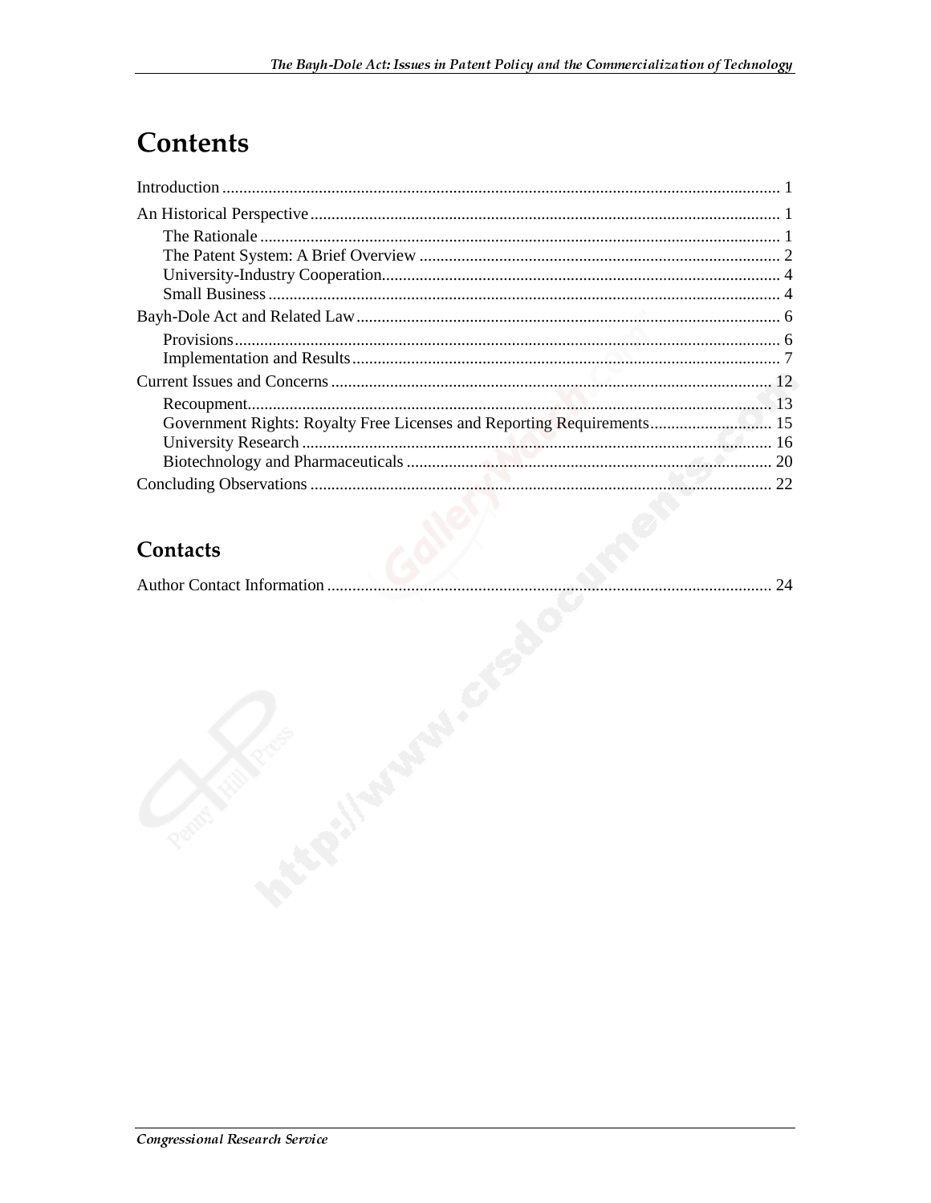# Contents

Introduction .................................................................................................................................... 1

An Historical Perspective ............................................................................................................... 1

- The Rationale ........................................................................................................................... 1
- The Patent System: A Brief Overview ..................................................................................... 2
- University-Industry Cooperation.............................................................................................. 4
- Small Business ......................................................................................................................... 4

Bayh-Dole Act and Related Law ................................................................................................... 6

- Provisions ................................................................................................................................. 6
- Implementation and Results ..................................................................................................... 7

Current Issues and Concerns ........................................................................................................ 12

- Recoupment ............................................................................................................................ 13
- Government Rights: Royalty Free Licenses and Reporting Requirements ............................. 15
- University Research ................................................................................................................ 16
- Biotechnology and Pharmaceuticals ....................................................................................... 20

Concluding Observations ............................................................................................................. 22

## Contacts

Author Contact Information ......................................................................................................... 24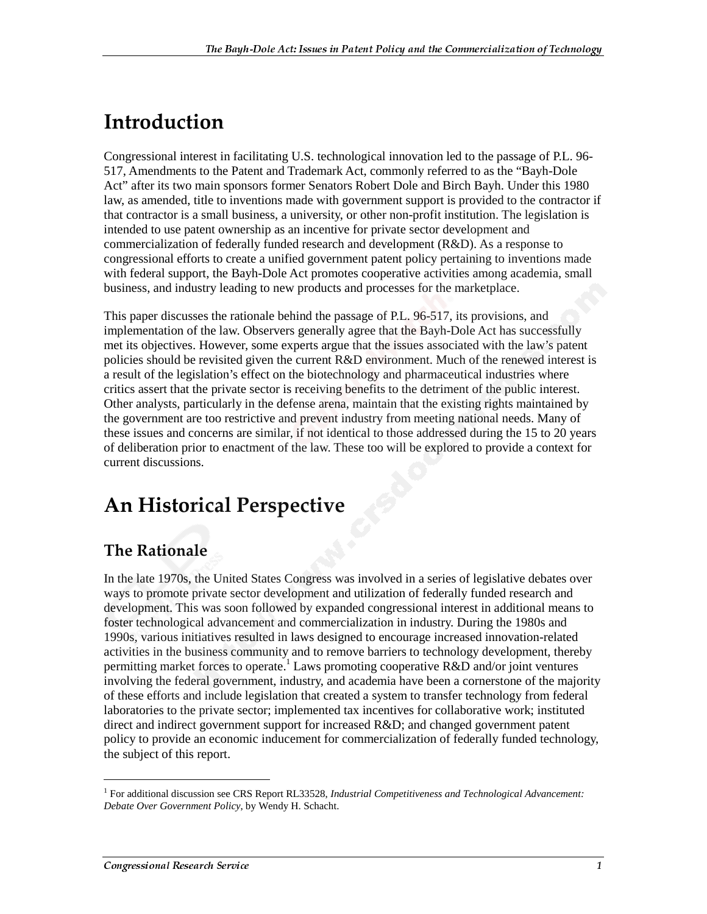# Introduction

Congressional interest in facilitating U.S. technological innovation led to the passage of P.L. 96-517, Amendments to the Patent and Trademark Act, commonly referred to as the "Bayh-Dole Act" after its two main sponsors former Senators Robert Dole and Birch Bayh. Under this 1980 law, as amended, title to inventions made with government support is provided to the contractor if that contractor is a small business, a university, or other non-profit institution. The legislation is intended to use patent ownership as an incentive for private sector development and commercialization of federally funded research and development (R&D). As a response to congressional efforts to create a unified government patent policy pertaining to inventions made with federal support, the Bayh-Dole Act promotes cooperative activities among academia, small business, and industry leading to new products and processes for the marketplace.

This paper discusses the rationale behind the passage of P.L. 96-517, its provisions, and implementation of the law. Observers generally agree that the Bayh-Dole Act has successfully met its objectives. However, some experts argue that the issues associated with the law's patent policies should be revisited given the current R&D environment. Much of the renewed interest is a result of the legislation's effect on the biotechnology and pharmaceutical industries where critics assert that the private sector is receiving benefits to the detriment of the public interest. Other analysts, particularly in the defense arena, maintain that the existing rights maintained by the government are too restrictive and prevent industry from meeting national needs. Many of these issues and concerns are similar, if not identical to those addressed during the 15 to 20 years of deliberation prior to enactment of the law. These too will be explored to provide a context for current discussions.

# An Historical Perspective

## The Rationale

In the late 1970s, the United States Congress was involved in a series of legislative debates over ways to promote private sector development and utilization of federally funded research and development. This was soon followed by expanded congressional interest in additional means to foster technological advancement and commercialization in industry. During the 1980s and 1990s, various initiatives resulted in laws designed to encourage increased innovation-related activities in the business community and to remove barriers to technology development, thereby permitting market forces to operate.[1] Laws promoting cooperative R&D and/or joint ventures involving the federal government, industry, and academia have been a cornerstone of the majority of these efforts and include legislation that created a system to transfer technology from federal laboratories to the private sector; implemented tax incentives for collaborative work; instituted direct and indirect government support for increased R&D; and changed government patent policy to provide an economic inducement for commercialization of federally funded technology, the subject of this report.

---

[1] For additional discussion see CRS Report RL33528, *Industrial Competitiveness and Technological Advancement: Debate Over Government Policy*, by Wendy H. Schacht.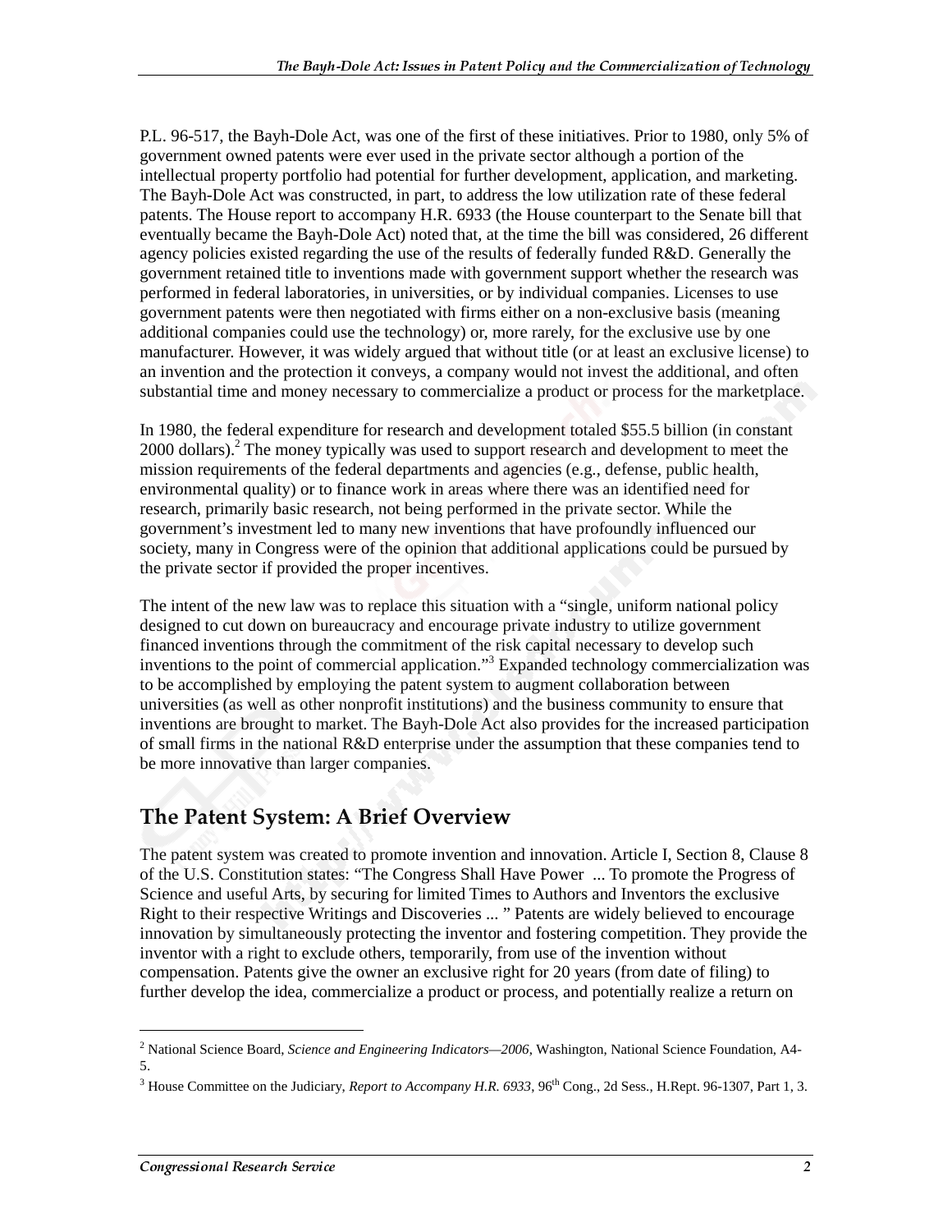P.L. 96-517, the Bayh-Dole Act, was one of the first of these initiatives. Prior to 1980, only 5% of government owned patents were ever used in the private sector although a portion of the intellectual property portfolio had potential for further development, application, and marketing. The Bayh-Dole Act was constructed, in part, to address the low utilization rate of these federal patents. The House report to accompany H.R. 6933 (the House counterpart to the Senate bill that eventually became the Bayh-Dole Act) noted that, at the time the bill was considered, 26 different agency policies existed regarding the use of the results of federally funded R&D. Generally the government retained title to inventions made with government support whether the research was performed in federal laboratories, in universities, or by individual companies. Licenses to use government patents were then negotiated with firms either on a non-exclusive basis (meaning additional companies could use the technology) or, more rarely, for the exclusive use by one manufacturer. However, it was widely argued that without title (or at least an exclusive license) to an invention and the protection it conveys, a company would not invest the additional, and often substantial time and money necessary to commercialize a product or process for the marketplace.

In 1980, the federal expenditure for research and development totaled $55.5 billion (in constant 2000 dollars).[2] The money typically was used to support research and development to meet the mission requirements of the federal departments and agencies (e.g., defense, public health, environmental quality) or to finance work in areas where there was an identified need for research, primarily basic research, not being performed in the private sector. While the government's investment led to many new inventions that have profoundly influenced our society, many in Congress were of the opinion that additional applications could be pursued by the private sector if provided the proper incentives.

The intent of the new law was to replace this situation with a "single, uniform national policy designed to cut down on bureaucracy and encourage private industry to utilize government financed inventions through the commitment of the risk capital necessary to develop such inventions to the point of commercial application."[3] Expanded technology commercialization was to be accomplished by employing the patent system to augment collaboration between universities (as well as other nonprofit institutions) and the business community to ensure that inventions are brought to market. The Bayh-Dole Act also provides for the increased participation of small firms in the national R&D enterprise under the assumption that these companies tend to be more innovative than larger companies.

## The Patent System: A Brief Overview

The patent system was created to promote invention and innovation. Article I, Section 8, Clause 8 of the U.S. Constitution states: "The Congress Shall Have Power ... To promote the Progress of Science and useful Arts, by securing for limited Times to Authors and Inventors the exclusive Right to their respective Writings and Discoveries ... " Patents are widely believed to encourage innovation by simultaneously protecting the inventor and fostering competition. They provide the inventor with a right to exclude others, temporarily, from use of the invention without compensation. Patents give the owner an exclusive right for 20 years (from date of filing) to further develop the idea, commercialize a product or process, and potentially realize a return on

---

[2] National Science Board, *Science and Engineering Indicators—2006*, Washington, National Science Foundation, A4-5.

[3] House Committee on the Judiciary, *Report to Accompany H.R. 6933*, 96th Cong., 2d Sess., H.Rept. 96-1307, Part 1, 3.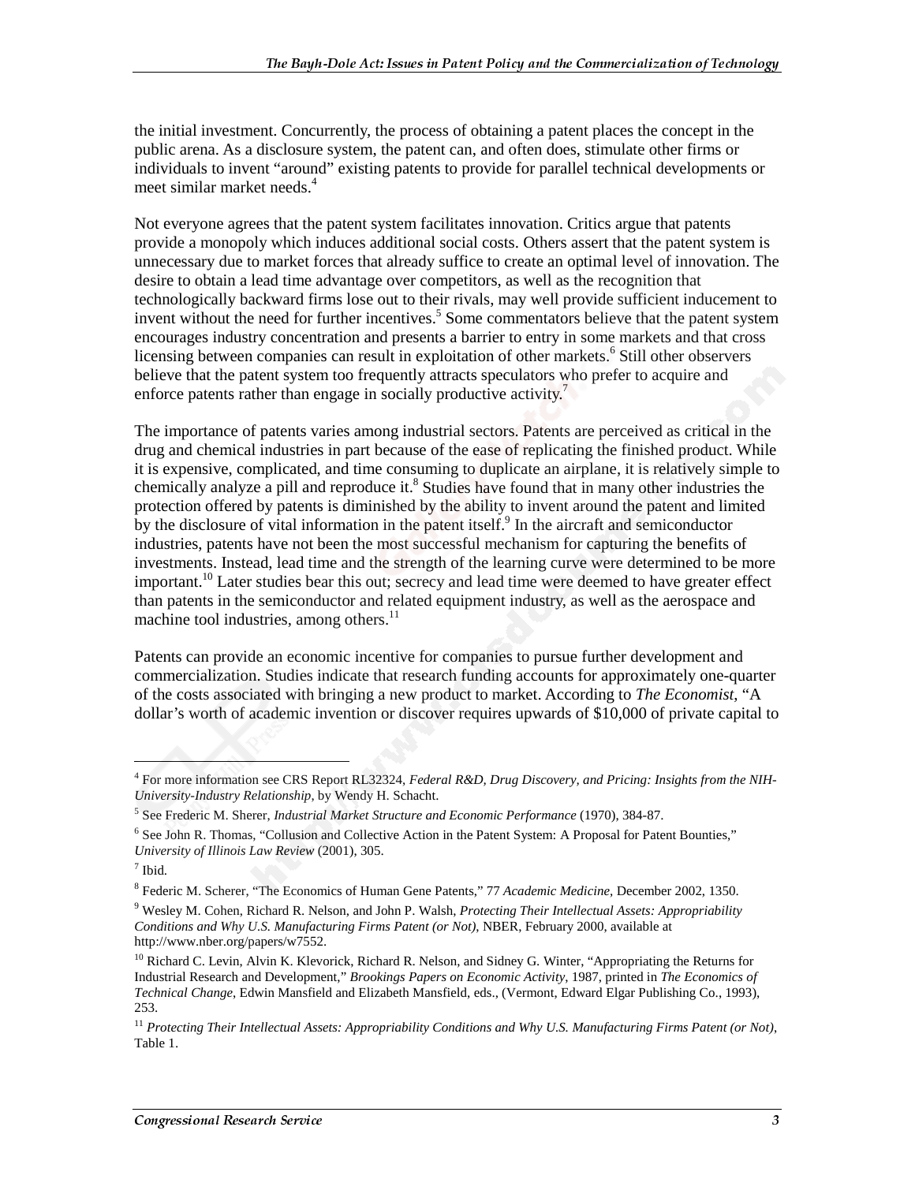the initial investment. Concurrently, the process of obtaining a patent places the concept in the public arena. As a disclosure system, the patent can, and often does, stimulate other firms or individuals to invent "around" existing patents to provide for parallel technical developments or meet similar market needs.[4]

Not everyone agrees that the patent system facilitates innovation. Critics argue that patents provide a monopoly which induces additional social costs. Others assert that the patent system is unnecessary due to market forces that already suffice to create an optimal level of innovation. The desire to obtain a lead time advantage over competitors, as well as the recognition that technologically backward firms lose out to their rivals, may well provide sufficient inducement to invent without the need for further incentives.[5] Some commentators believe that the patent system encourages industry concentration and presents a barrier to entry in some markets and that cross licensing between companies can result in exploitation of other markets.[6] Still other observers believe that the patent system too frequently attracts speculators who prefer to acquire and enforce patents rather than engage in socially productive activity.[7]

The importance of patents varies among industrial sectors. Patents are perceived as critical in the drug and chemical industries in part because of the ease of replicating the finished product. While it is expensive, complicated, and time consuming to duplicate an airplane, it is relatively simple to chemically analyze a pill and reproduce it.[8] Studies have found that in many other industries the protection offered by patents is diminished by the ability to invent around the patent and limited by the disclosure of vital information in the patent itself.[9] In the aircraft and semiconductor industries, patents have not been the most successful mechanism for capturing the benefits of investments. Instead, lead time and the strength of the learning curve were determined to be more important.[10] Later studies bear this out; secrecy and lead time were deemed to have greater effect than patents in the semiconductor and related equipment industry, as well as the aerospace and machine tool industries, among others.[11]

Patents can provide an economic incentive for companies to pursue further development and commercialization. Studies indicate that research funding accounts for approximately one-quarter of the costs associated with bringing a new product to market. According to *The Economist*, "A dollar's worth of academic invention or discover requires upwards of $10,000 of private capital to

---

[4] For more information see CRS Report RL32324, *Federal R&D, Drug Discovery, and Pricing: Insights from the NIH-University-Industry Relationship*, by Wendy H. Schacht.

[5] See Frederic M. Sherer, *Industrial Market Structure and Economic Performance* (1970), 384-87.

[6] See John R. Thomas, "Collusion and Collective Action in the Patent System: A Proposal for Patent Bounties," *University of Illinois Law Review* (2001), 305.

[7] Ibid.

[8] Federic M. Scherer, "The Economics of Human Gene Patents," 77 *Academic Medicine*, December 2002, 1350.

[9] Wesley M. Cohen, Richard R. Nelson, and John P. Walsh, *Protecting Their Intellectual Assets: Appropriability Conditions and Why U.S. Manufacturing Firms Patent (or Not)*, NBER, February 2000, available at http://www.nber.org/papers/w7552.

[10] Richard C. Levin, Alvin K. Klevorick, Richard R. Nelson, and Sidney G. Winter, "Appropriating the Returns for Industrial Research and Development," *Brookings Papers on Economic Activity*, 1987, printed in *The Economics of Technical Change*, Edwin Mansfield and Elizabeth Mansfield, eds., (Vermont, Edward Elgar Publishing Co., 1993), 253.

[11] *Protecting Their Intellectual Assets: Appropriability Conditions and Why U.S. Manufacturing Firms Patent (or Not)*, Table 1.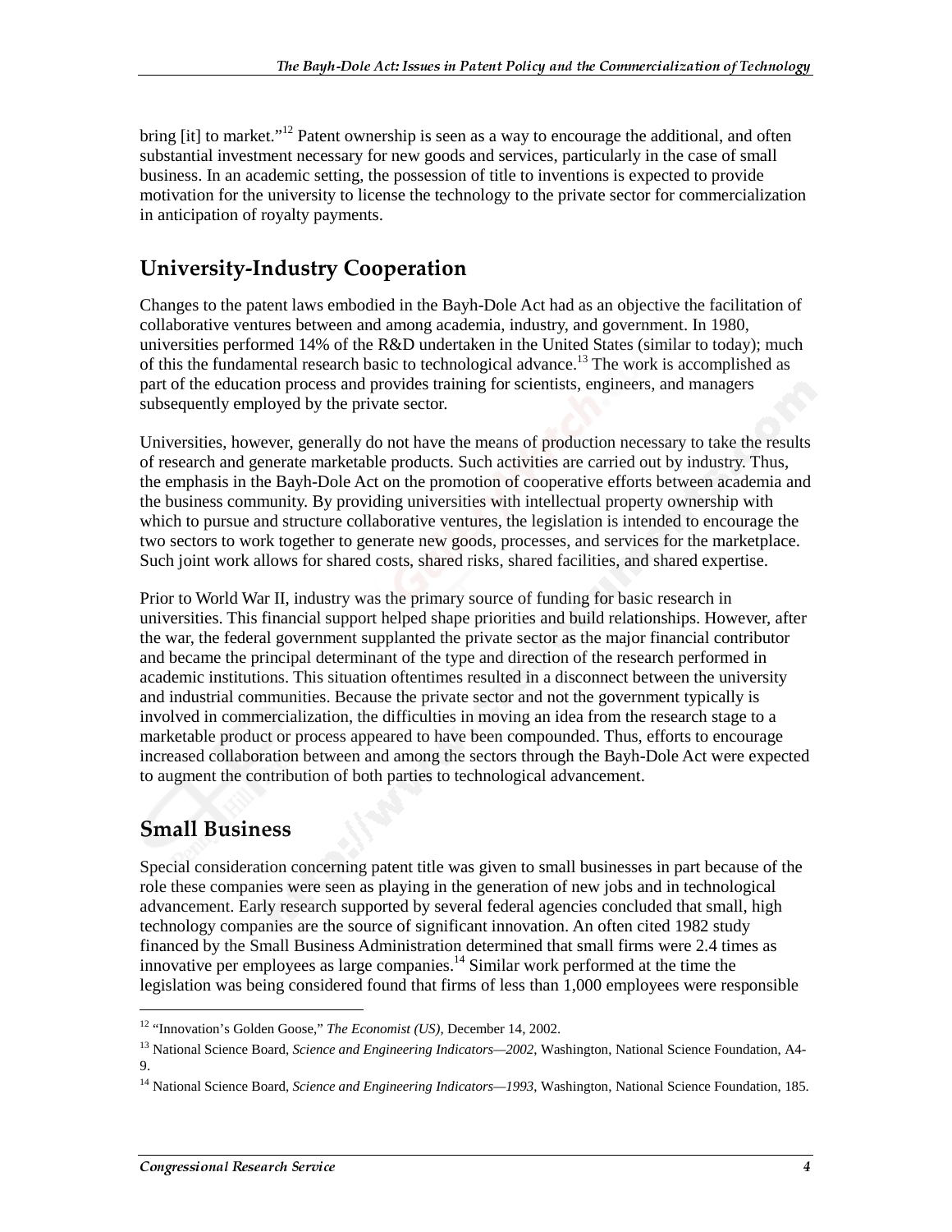bring [it] to market."[12] Patent ownership is seen as a way to encourage the additional, and often substantial investment necessary for new goods and services, particularly in the case of small business. In an academic setting, the possession of title to inventions is expected to provide motivation for the university to license the technology to the private sector for commercialization in anticipation of royalty payments.

## University-Industry Cooperation

Changes to the patent laws embodied in the Bayh-Dole Act had as an objective the facilitation of collaborative ventures between and among academia, industry, and government. In 1980, universities performed 14% of the R&D undertaken in the United States (similar to today); much of this the fundamental research basic to technological advance.[13] The work is accomplished as part of the education process and provides training for scientists, engineers, and managers subsequently employed by the private sector.

Universities, however, generally do not have the means of production necessary to take the results of research and generate marketable products. Such activities are carried out by industry. Thus, the emphasis in the Bayh-Dole Act on the promotion of cooperative efforts between academia and the business community. By providing universities with intellectual property ownership with which to pursue and structure collaborative ventures, the legislation is intended to encourage the two sectors to work together to generate new goods, processes, and services for the marketplace. Such joint work allows for shared costs, shared risks, shared facilities, and shared expertise.

Prior to World War II, industry was the primary source of funding for basic research in universities. This financial support helped shape priorities and build relationships. However, after the war, the federal government supplanted the private sector as the major financial contributor and became the principal determinant of the type and direction of the research performed in academic institutions. This situation oftentimes resulted in a disconnect between the university and industrial communities. Because the private sector and not the government typically is involved in commercialization, the difficulties in moving an idea from the research stage to a marketable product or process appeared to have been compounded. Thus, efforts to encourage increased collaboration between and among the sectors through the Bayh-Dole Act were expected to augment the contribution of both parties to technological advancement.

## Small Business

Special consideration concerning patent title was given to small businesses in part because of the role these companies were seen as playing in the generation of new jobs and in technological advancement. Early research supported by several federal agencies concluded that small, high technology companies are the source of significant innovation. An often cited 1982 study financed by the Small Business Administration determined that small firms were 2.4 times as innovative per employees as large companies.[14] Similar work performed at the time the legislation was being considered found that firms of less than 1,000 employees were responsible

---

[12] "Innovation's Golden Goose," *The Economist (US)*, December 14, 2002.

[13] National Science Board, *Science and Engineering Indicators—2002*, Washington, National Science Foundation, A4-9.

[14] National Science Board, *Science and Engineering Indicators—1993*, Washington, National Science Foundation, 185.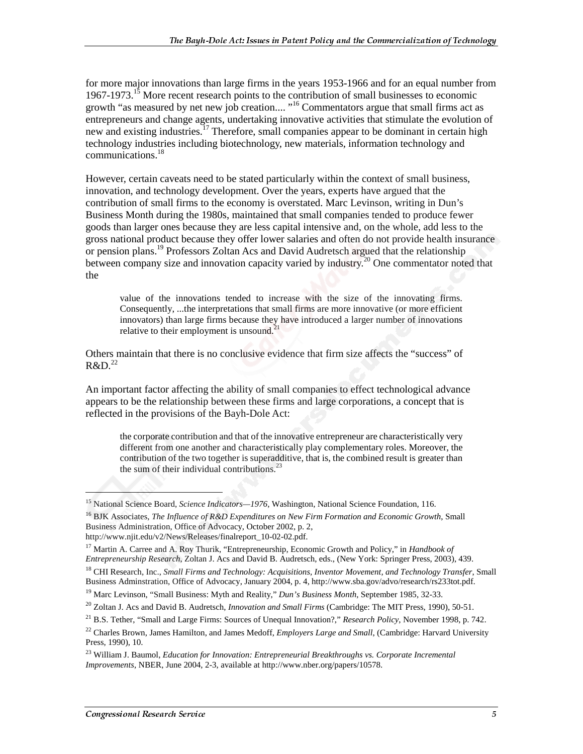for more major innovations than large firms in the years 1953-1966 and for an equal number from 1967-1973.[15] More recent research points to the contribution of small businesses to economic growth "as measured by net new job creation.... "[16] Commentators argue that small firms act as entrepreneurs and change agents, undertaking innovative activities that stimulate the evolution of new and existing industries.[17] Therefore, small companies appear to be dominant in certain high technology industries including biotechnology, new materials, information technology and communications.[18]

However, certain caveats need to be stated particularly within the context of small business, innovation, and technology development. Over the years, experts have argued that the contribution of small firms to the economy is overstated. Marc Levinson, writing in Dun's Business Month during the 1980s, maintained that small companies tended to produce fewer goods than larger ones because they are less capital intensive and, on the whole, add less to the gross national product because they offer lower salaries and often do not provide health insurance or pension plans.[19] Professors Zoltan Acs and David Audretsch argued that the relationship between company size and innovation capacity varied by industry.[20] One commentator noted that the

> value of the innovations tended to increase with the size of the innovating firms. Consequently, ...the interpretations that small firms are more innovative (or more efficient innovators) than large firms because they have introduced a larger number of innovations relative to their employment is unsound.[21]

Others maintain that there is no conclusive evidence that firm size affects the "success" of R&D.[22]

An important factor affecting the ability of small companies to effect technological advance appears to be the relationship between these firms and large corporations, a concept that is reflected in the provisions of the Bayh-Dole Act:

> the corporate contribution and that of the innovative entrepreneur are characteristically very different from one another and characteristically play complementary roles. Moreover, the contribution of the two together is superadditive, that is, the combined result is greater than the sum of their individual contributions.[23]

---

[15] National Science Board, *Science Indicators—1976*, Washington, National Science Foundation, 116.

[16] BJK Associates, *The Influence of R&D Expenditures on New Firm Formation and Economic Growth*, Small Business Administration, Office of Advocacy, October 2002, p. 2, http://www.njit.edu/v2/News/Releases/finalreport_10-02-02.pdf.

[17] Martin A. Carree and A. Roy Thurik, "Entrepreneurship, Economic Growth and Policy," in *Handbook of Entrepreneurship Research*, Zoltan J. Acs and David B. Audretsch, eds., (New York: Springer Press, 2003), 439.

[18] CHI Research, Inc., *Small Firms and Technology: Acquisitions, Inventor Movement, and Technology Transfer*, Small Business Adminstration, Office of Advocacy, January 2004, p. 4, http://www.sba.gov/advo/research/rs233tot.pdf.

[19] Marc Levinson, "Small Business: Myth and Reality," *Dun's Business Month*, September 1985, 32-33.

[20] Zoltan J. Acs and David B. Audretsch, *Innovation and Small Firms* (Cambridge: The MIT Press, 1990), 50-51.

[21] B.S. Tether, "Small and Large Firms: Sources of Unequal Innovation?," *Research Policy*, November 1998, p. 742.

[22] Charles Brown, James Hamilton, and James Medoff, *Employers Large and Small*, (Cambridge: Harvard University Press, 1990), 10.

[23] William J. Baumol, *Education for Innovation: Entrepreneurial Breakthroughs vs. Corporate Incremental Improvements*, NBER, June 2004, 2-3, available at http://www.nber.org/papers/10578.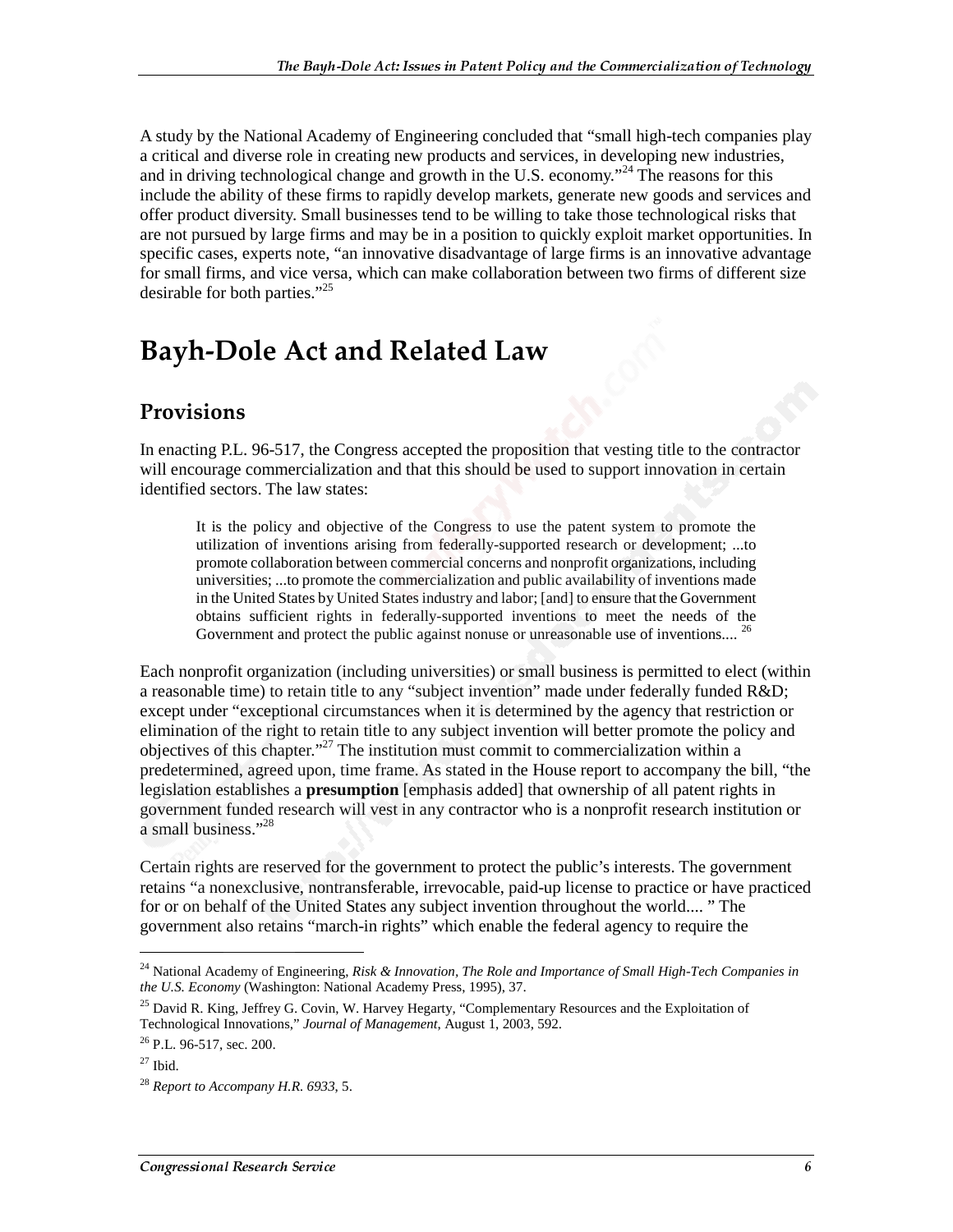A study by the National Academy of Engineering concluded that "small high-tech companies play a critical and diverse role in creating new products and services, in developing new industries, and in driving technological change and growth in the U.S. economy."[24] The reasons for this include the ability of these firms to rapidly develop markets, generate new goods and services and offer product diversity. Small businesses tend to be willing to take those technological risks that are not pursued by large firms and may be in a position to quickly exploit market opportunities. In specific cases, experts note, "an innovative disadvantage of large firms is an innovative advantage for small firms, and vice versa, which can make collaboration between two firms of different size desirable for both parties."[25]

# Bayh-Dole Act and Related Law

## Provisions

In enacting P.L. 96-517, the Congress accepted the proposition that vesting title to the contractor will encourage commercialization and that this should be used to support innovation in certain identified sectors. The law states:

> It is the policy and objective of the Congress to use the patent system to promote the utilization of inventions arising from federally-supported research or development; ...to promote collaboration between commercial concerns and nonprofit organizations, including universities; ...to promote the commercialization and public availability of inventions made in the United States by United States industry and labor; [and] to ensure that the Government obtains sufficient rights in federally-supported inventions to meet the needs of the Government and protect the public against nonuse or unreasonable use of inventions.... [26]

Each nonprofit organization (including universities) or small business is permitted to elect (within a reasonable time) to retain title to any "subject invention" made under federally funded R&D; except under "exceptional circumstances when it is determined by the agency that restriction or elimination of the right to retain title to any subject invention will better promote the policy and objectives of this chapter."[27] The institution must commit to commercialization within a predetermined, agreed upon, time frame. As stated in the House report to accompany the bill, "the legislation establishes a **presumption** [emphasis added] that ownership of all patent rights in government funded research will vest in any contractor who is a nonprofit research institution or a small business."[28]

Certain rights are reserved for the government to protect the public's interests. The government retains "a nonexclusive, nontransferable, irrevocable, paid-up license to practice or have practiced for or on behalf of the United States any subject invention throughout the world.... " The government also retains "march-in rights" which enable the federal agency to require the

---

[24] National Academy of Engineering, *Risk & Innovation, The Role and Importance of Small High-Tech Companies in the U.S. Economy* (Washington: National Academy Press, 1995), 37.

[25] David R. King, Jeffrey G. Covin, W. Harvey Hegarty, "Complementary Resources and the Exploitation of Technological Innovations," *Journal of Management*, August 1, 2003, 592.

[26] P.L. 96-517, sec. 200.

[27] Ibid.

[28] *Report to Accompany H.R. 6933*, 5.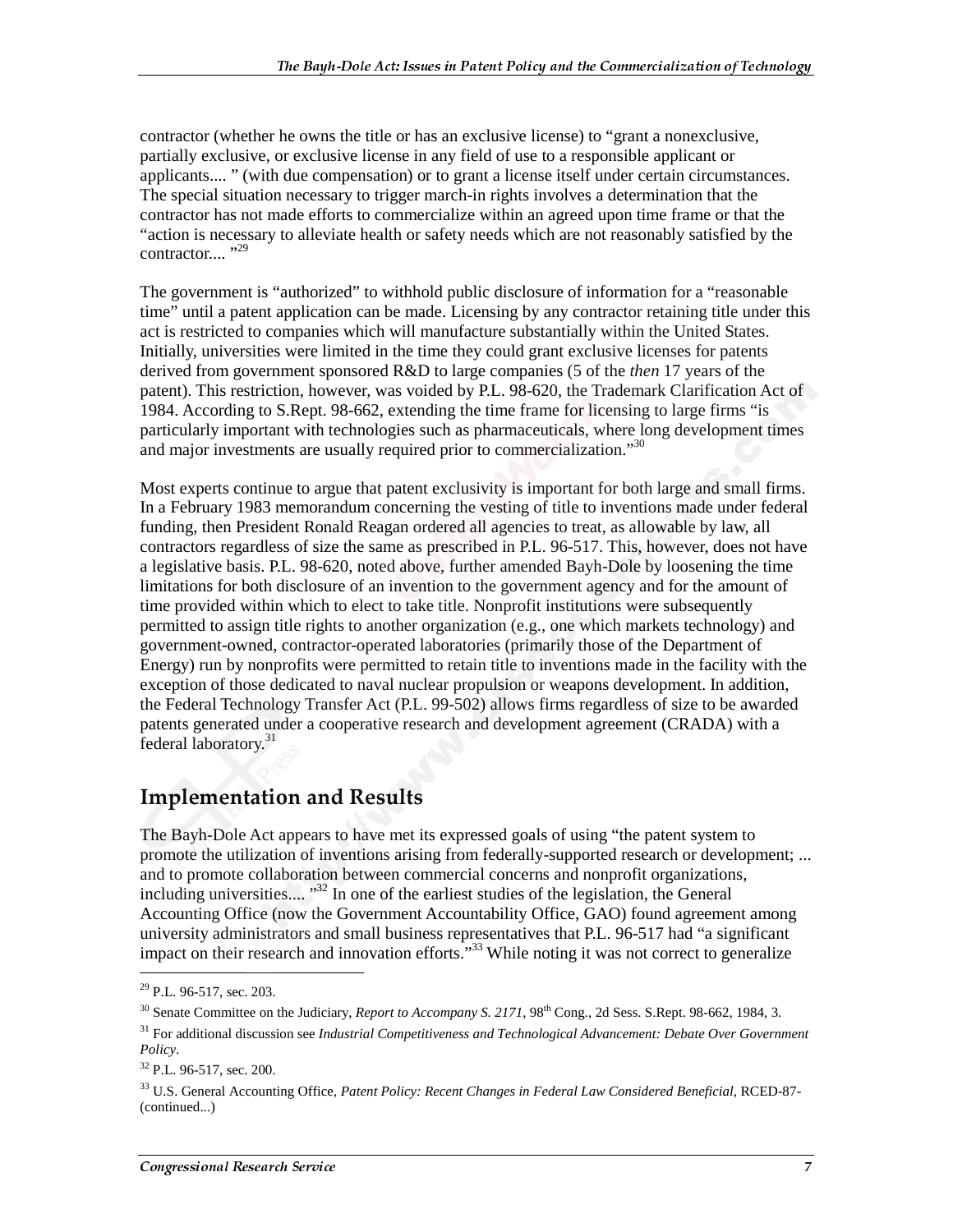contractor (whether he owns the title or has an exclusive license) to "grant a nonexclusive, partially exclusive, or exclusive license in any field of use to a responsible applicant or applicants.... " (with due compensation) or to grant a license itself under certain circumstances. The special situation necessary to trigger march-in rights involves a determination that the contractor has not made efforts to commercialize within an agreed upon time frame or that the "action is necessary to alleviate health or safety needs which are not reasonably satisfied by the contractor.... "[29]

The government is "authorized" to withhold public disclosure of information for a "reasonable time" until a patent application can be made. Licensing by any contractor retaining title under this act is restricted to companies which will manufacture substantially within the United States. Initially, universities were limited in the time they could grant exclusive licenses for patents derived from government sponsored R&D to large companies (5 of the *then* 17 years of the patent). This restriction, however, was voided by P.L. 98-620, the Trademark Clarification Act of 1984. According to S.Rept. 98-662, extending the time frame for licensing to large firms "is particularly important with technologies such as pharmaceuticals, where long development times and major investments are usually required prior to commercialization."[30]

Most experts continue to argue that patent exclusivity is important for both large and small firms. In a February 1983 memorandum concerning the vesting of title to inventions made under federal funding, then President Ronald Reagan ordered all agencies to treat, as allowable by law, all contractors regardless of size the same as prescribed in P.L. 96-517. This, however, does not have a legislative basis. P.L. 98-620, noted above, further amended Bayh-Dole by loosening the time limitations for both disclosure of an invention to the government agency and for the amount of time provided within which to elect to take title. Nonprofit institutions were subsequently permitted to assign title rights to another organization (e.g., one which markets technology) and government-owned, contractor-operated laboratories (primarily those of the Department of Energy) run by nonprofits were permitted to retain title to inventions made in the facility with the exception of those dedicated to naval nuclear propulsion or weapons development. In addition, the Federal Technology Transfer Act (P.L. 99-502) allows firms regardless of size to be awarded patents generated under a cooperative research and development agreement (CRADA) with a federal laboratory.[31]

## Implementation and Results

The Bayh-Dole Act appears to have met its expressed goals of using "the patent system to promote the utilization of inventions arising from federally-supported research or development; ... and to promote collaboration between commercial concerns and nonprofit organizations, including universities.... "[32] In one of the earliest studies of the legislation, the General Accounting Office (now the Government Accountability Office, GAO) found agreement among university administrators and small business representatives that P.L. 96-517 had "a significant impact on their research and innovation efforts."[33] While noting it was not correct to generalize

---

[29] P.L. 96-517, sec. 203.

[30] Senate Committee on the Judiciary, *Report to Accompany S. 2171*, 98th Cong., 2d Sess. S.Rept. 98-662, 1984, 3.

[31] For additional discussion see *Industrial Competitiveness and Technological Advancement: Debate Over Government Policy*.

[32] P.L. 96-517, sec. 200.

[33] U.S. General Accounting Office, *Patent Policy: Recent Changes in Federal Law Considered Beneficial*, RCED-87-(continued...)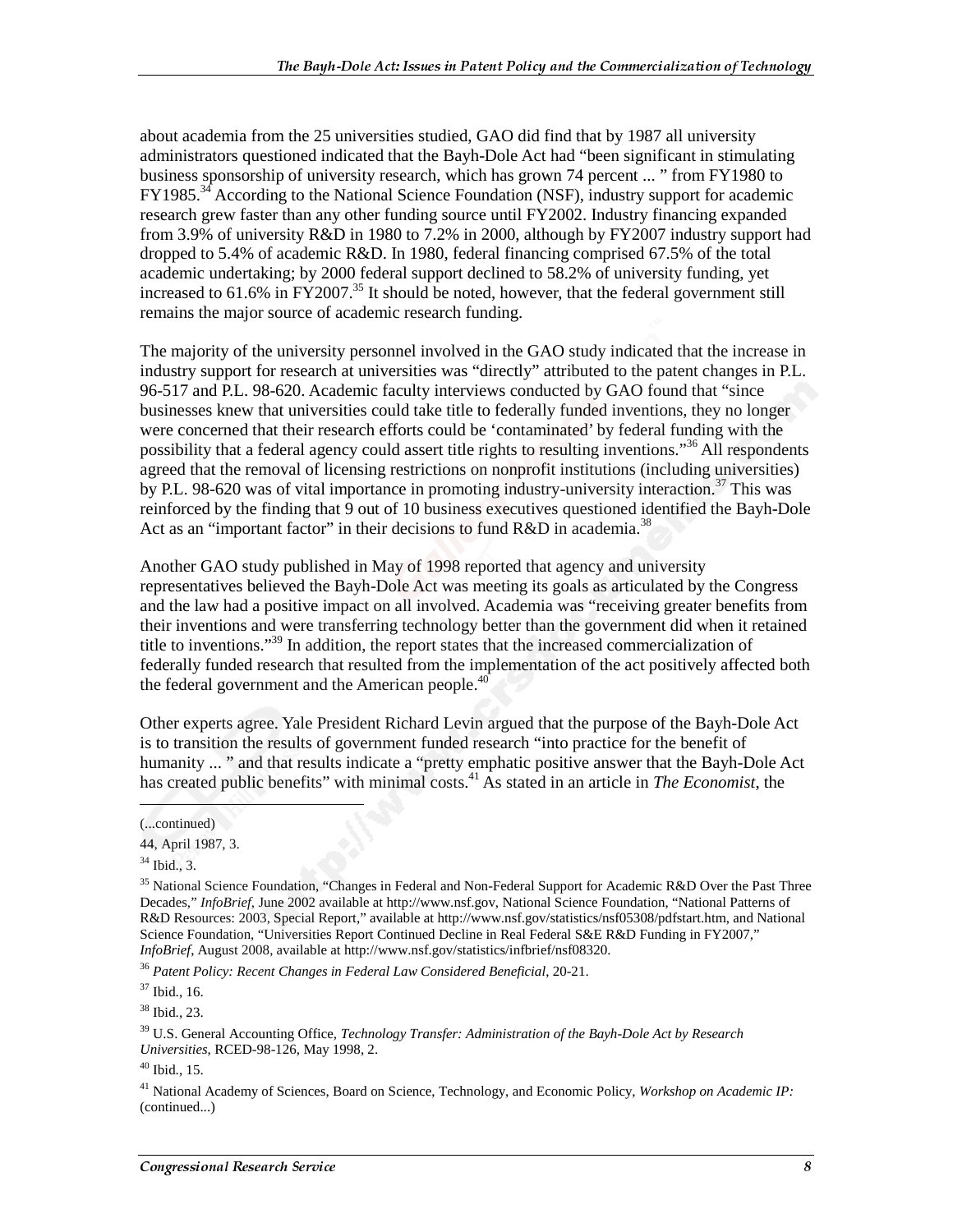about academia from the 25 universities studied, GAO did find that by 1987 all university administrators questioned indicated that the Bayh-Dole Act had "been significant in stimulating business sponsorship of university research, which has grown 74 percent ... " from FY1980 to FY1985.[34] According to the National Science Foundation (NSF), industry support for academic research grew faster than any other funding source until FY2002. Industry financing expanded from 3.9% of university R&D in 1980 to 7.2% in 2000, although by FY2007 industry support had dropped to 5.4% of academic R&D. In 1980, federal financing comprised 67.5% of the total academic undertaking; by 2000 federal support declined to 58.2% of university funding, yet increased to 61.6% in FY2007.[35] It should be noted, however, that the federal government still remains the major source of academic research funding.

The majority of the university personnel involved in the GAO study indicated that the increase in industry support for research at universities was "directly" attributed to the patent changes in P.L. 96-517 and P.L. 98-620. Academic faculty interviews conducted by GAO found that "since businesses knew that universities could take title to federally funded inventions, they no longer were concerned that their research efforts could be 'contaminated' by federal funding with the possibility that a federal agency could assert title rights to resulting inventions."[36] All respondents agreed that the removal of licensing restrictions on nonprofit institutions (including universities) by P.L. 98-620 was of vital importance in promoting industry-university interaction.[37] This was reinforced by the finding that 9 out of 10 business executives questioned identified the Bayh-Dole Act as an "important factor" in their decisions to fund R&D in academia.[38]

Another GAO study published in May of 1998 reported that agency and university representatives believed the Bayh-Dole Act was meeting its goals as articulated by the Congress and the law had a positive impact on all involved. Academia was "receiving greater benefits from their inventions and were transferring technology better than the government did when it retained title to inventions."[39] In addition, the report states that the increased commercialization of federally funded research that resulted from the implementation of the act positively affected both the federal government and the American people.[40]

Other experts agree. Yale President Richard Levin argued that the purpose of the Bayh-Dole Act is to transition the results of government funded research "into practice for the benefit of humanity ... " and that results indicate a "pretty emphatic positive answer that the Bayh-Dole Act has created public benefits" with minimal costs.[41] As stated in an article in *The Economist*, the

---

(...continued)

44, April 1987, 3.

[34] Ibid., 3.

[35] National Science Foundation, "Changes in Federal and Non-Federal Support for Academic R&D Over the Past Three Decades," *InfoBrief*, June 2002 available at http://www.nsf.gov, National Science Foundation, "National Patterns of R&D Resources: 2003, Special Report," available at http://www.nsf.gov/statistics/nsf05308/pdfstart.htm, and National Science Foundation, "Universities Report Continued Decline in Real Federal S&E R&D Funding in FY2007," *InfoBrief*, August 2008, available at http://www.nsf.gov/statistics/infbrief/nsf08320.

[36] *Patent Policy: Recent Changes in Federal Law Considered Beneficial*, 20-21.

[37] Ibid., 16.

[38] Ibid., 23.

[39] U.S. General Accounting Office, *Technology Transfer: Administration of the Bayh-Dole Act by Research Universities*, RCED-98-126, May 1998, 2.

[40] Ibid., 15.

[41] National Academy of Sciences, Board on Science, Technology, and Economic Policy, *Workshop on Academic IP:* (continued...)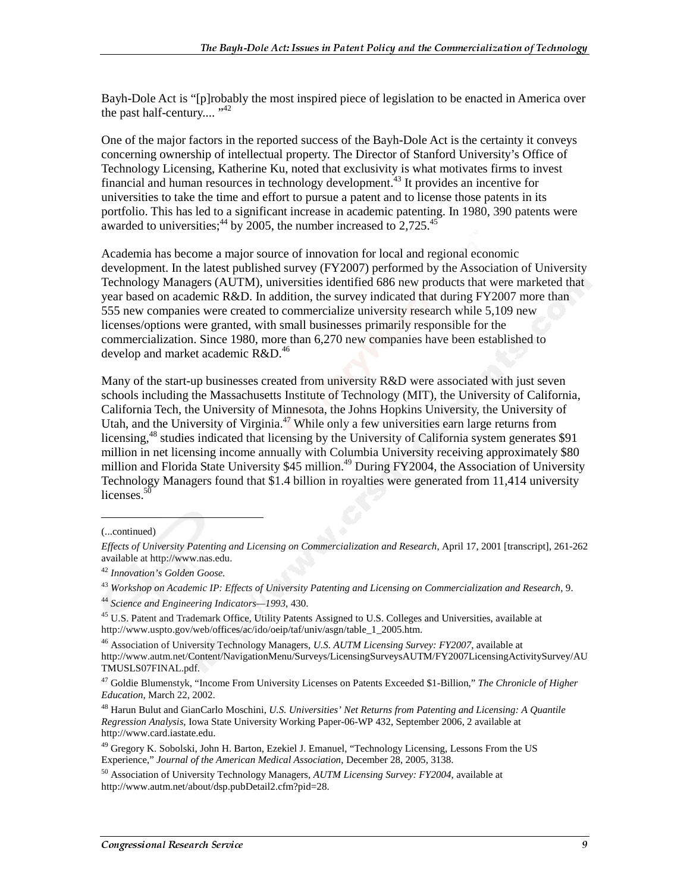Bayh-Dole Act is "[p]robably the most inspired piece of legislation to be enacted in America over the past half-century.... "[42]

One of the major factors in the reported success of the Bayh-Dole Act is the certainty it conveys concerning ownership of intellectual property. The Director of Stanford University's Office of Technology Licensing, Katherine Ku, noted that exclusivity is what motivates firms to invest financial and human resources in technology development.[43] It provides an incentive for universities to take the time and effort to pursue a patent and to license those patents in its portfolio. This has led to a significant increase in academic patenting. In 1980, 390 patents were awarded to universities;[44] by 2005, the number increased to 2,725.[45]

Academia has become a major source of innovation for local and regional economic development. In the latest published survey (FY2007) performed by the Association of University Technology Managers (AUTM), universities identified 686 new products that were marketed that year based on academic R&D. In addition, the survey indicated that during FY2007 more than 555 new companies were created to commercialize university research while 5,109 new licenses/options were granted, with small businesses primarily responsible for the commercialization. Since 1980, more than 6,270 new companies have been established to develop and market academic R&D.[46]

Many of the start-up businesses created from university R&D were associated with just seven schools including the Massachusetts Institute of Technology (MIT), the University of California, California Tech, the University of Minnesota, the Johns Hopkins University, the University of Utah, and the University of Virginia.[47] While only a few universities earn large returns from licensing,[48] studies indicated that licensing by the University of California system generates $91 million in net licensing income annually with Columbia University receiving approximately $80 million and Florida State University $45 million.[49] During FY2004, the Association of University Technology Managers found that $1.4 billion in royalties were generated from 11,414 university licenses.[50]

---

(...continued)

*Effects of University Patenting and Licensing on Commercialization and Research*, April 17, 2001 [transcript], 261-262 available at http://www.nas.edu.

[42] *Innovation's Golden Goose.*

[43] *Workshop on Academic IP: Effects of University Patenting and Licensing on Commercialization and Research*, 9.

[44] *Science and Engineering Indicators—1993*, 430.

[45] U.S. Patent and Trademark Office, Utility Patents Assigned to U.S. Colleges and Universities, available at http://www.uspto.gov/web/offices/ac/ido/oeip/taf/univ/asgn/table_1_2005.htm.

[46] Association of University Technology Managers, *U.S. AUTM Licensing Survey: FY2007*, available at http://www.autm.net/Content/NavigationMenu/Surveys/LicensingSurveysAUTM/FY2007LicensingActivitySurvey/AUTMUSLS07FINAL.pdf.

[47] Goldie Blumenstyk, "Income From University Licenses on Patents Exceeded $1-Billion," *The Chronicle of Higher Education*, March 22, 2002.

[48] Harun Bulut and GianCarlo Moschini, *U.S. Universities' Net Returns from Patenting and Licensing: A Quantile Regression Analysis*, Iowa State University Working Paper-06-WP 432, September 2006, 2 available at http://www.card.iastate.edu.

[49] Gregory K. Sobolski, John H. Barton, Ezekiel J. Emanuel, "Technology Licensing, Lessons From the US Experience," *Journal of the American Medical Association*, December 28, 2005, 3138.

[50] Association of University Technology Managers, *AUTM Licensing Survey: FY2004*, available at http://www.autm.net/about/dsp.pubDetail2.cfm?pid=28.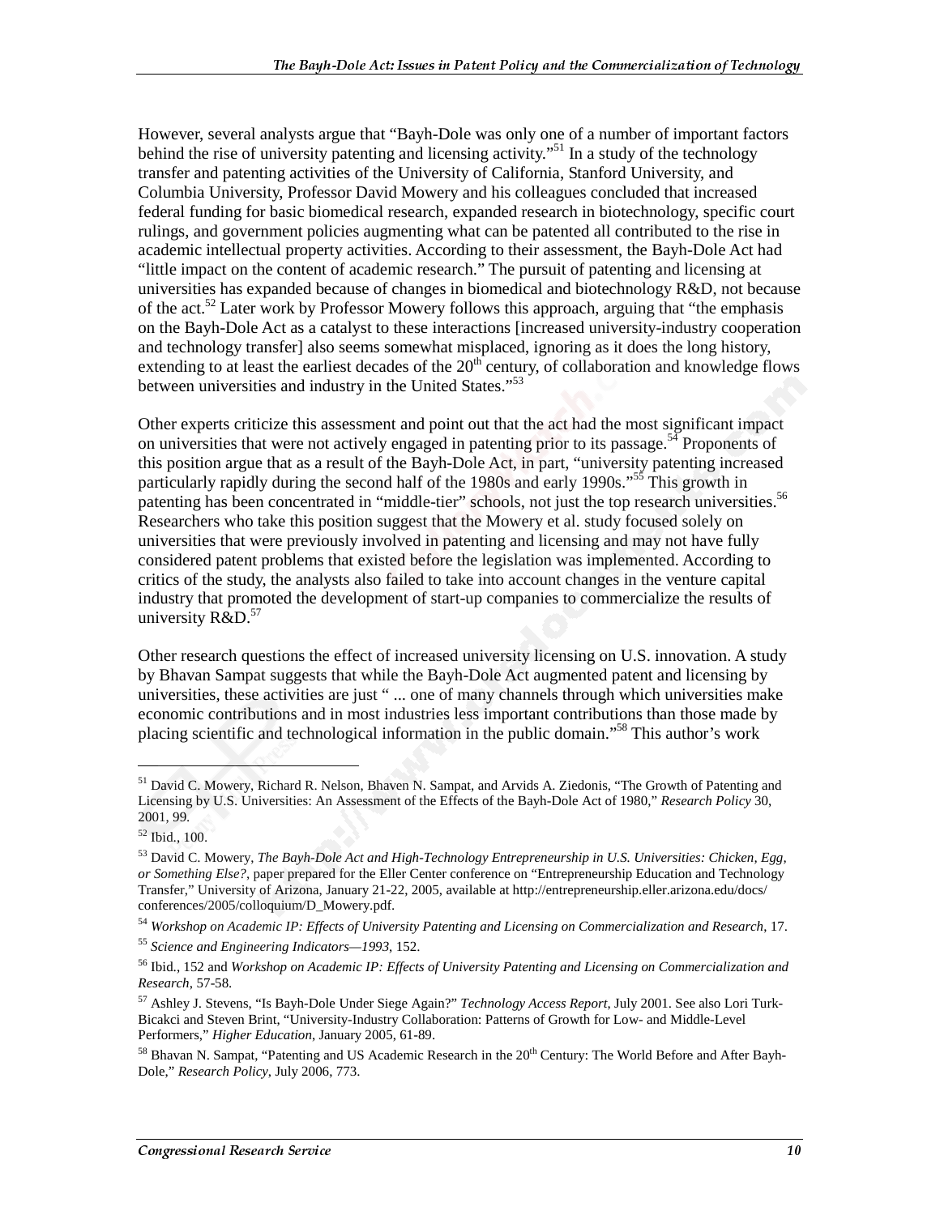However, several analysts argue that "Bayh-Dole was only one of a number of important factors behind the rise of university patenting and licensing activity."[51] In a study of the technology transfer and patenting activities of the University of California, Stanford University, and Columbia University, Professor David Mowery and his colleagues concluded that increased federal funding for basic biomedical research, expanded research in biotechnology, specific court rulings, and government policies augmenting what can be patented all contributed to the rise in academic intellectual property activities. According to their assessment, the Bayh-Dole Act had "little impact on the content of academic research." The pursuit of patenting and licensing at universities has expanded because of changes in biomedical and biotechnology R&D, not because of the act.[52] Later work by Professor Mowery follows this approach, arguing that "the emphasis on the Bayh-Dole Act as a catalyst to these interactions [increased university-industry cooperation and technology transfer] also seems somewhat misplaced, ignoring as it does the long history, extending to at least the earliest decades of the 20th century, of collaboration and knowledge flows between universities and industry in the United States."[53]

Other experts criticize this assessment and point out that the act had the most significant impact on universities that were not actively engaged in patenting prior to its passage.[54] Proponents of this position argue that as a result of the Bayh-Dole Act, in part, "university patenting increased particularly rapidly during the second half of the 1980s and early 1990s."[55] This growth in patenting has been concentrated in "middle-tier" schools, not just the top research universities.[56] Researchers who take this position suggest that the Mowery et al. study focused solely on universities that were previously involved in patenting and licensing and may not have fully considered patent problems that existed before the legislation was implemented. According to critics of the study, the analysts also failed to take into account changes in the venture capital industry that promoted the development of start-up companies to commercialize the results of university R&D.[57]

Other research questions the effect of increased university licensing on U.S. innovation. A study by Bhavan Sampat suggests that while the Bayh-Dole Act augmented patent and licensing by universities, these activities are just " ... one of many channels through which universities make economic contributions and in most industries less important contributions than those made by placing scientific and technological information in the public domain."[58] This author's work

---

[51] David C. Mowery, Richard R. Nelson, Bhaven N. Sampat, and Arvids A. Ziedonis, "The Growth of Patenting and Licensing by U.S. Universities: An Assessment of the Effects of the Bayh-Dole Act of 1980," *Research Policy* 30, 2001, 99.

[52] Ibid., 100.

[53] David C. Mowery, *The Bayh-Dole Act and High-Technology Entrepreneurship in U.S. Universities: Chicken, Egg, or Something Else?*, paper prepared for the Eller Center conference on "Entrepreneurship Education and Technology Transfer," University of Arizona, January 21-22, 2005, available at http://entrepreneurship.eller.arizona.edu/docs/conferences/2005/colloquium/D_Mowery.pdf.

[54] *Workshop on Academic IP: Effects of University Patenting and Licensing on Commercialization and Research*, 17.

[55] *Science and Engineering Indicators—1993*, 152.

[56] Ibid., 152 and *Workshop on Academic IP: Effects of University Patenting and Licensing on Commercialization and Research*, 57-58.

[57] Ashley J. Stevens, "Is Bayh-Dole Under Siege Again?" *Technology Access Report*, July 2001. See also Lori Turk-Bicakci and Steven Brint, "University-Industry Collaboration: Patterns of Growth for Low- and Middle-Level Performers," *Higher Education*, January 2005, 61-89.

[58] Bhavan N. Sampat, "Patenting and US Academic Research in the 20th Century: The World Before and After Bayh-Dole," *Research Policy*, July 2006, 773.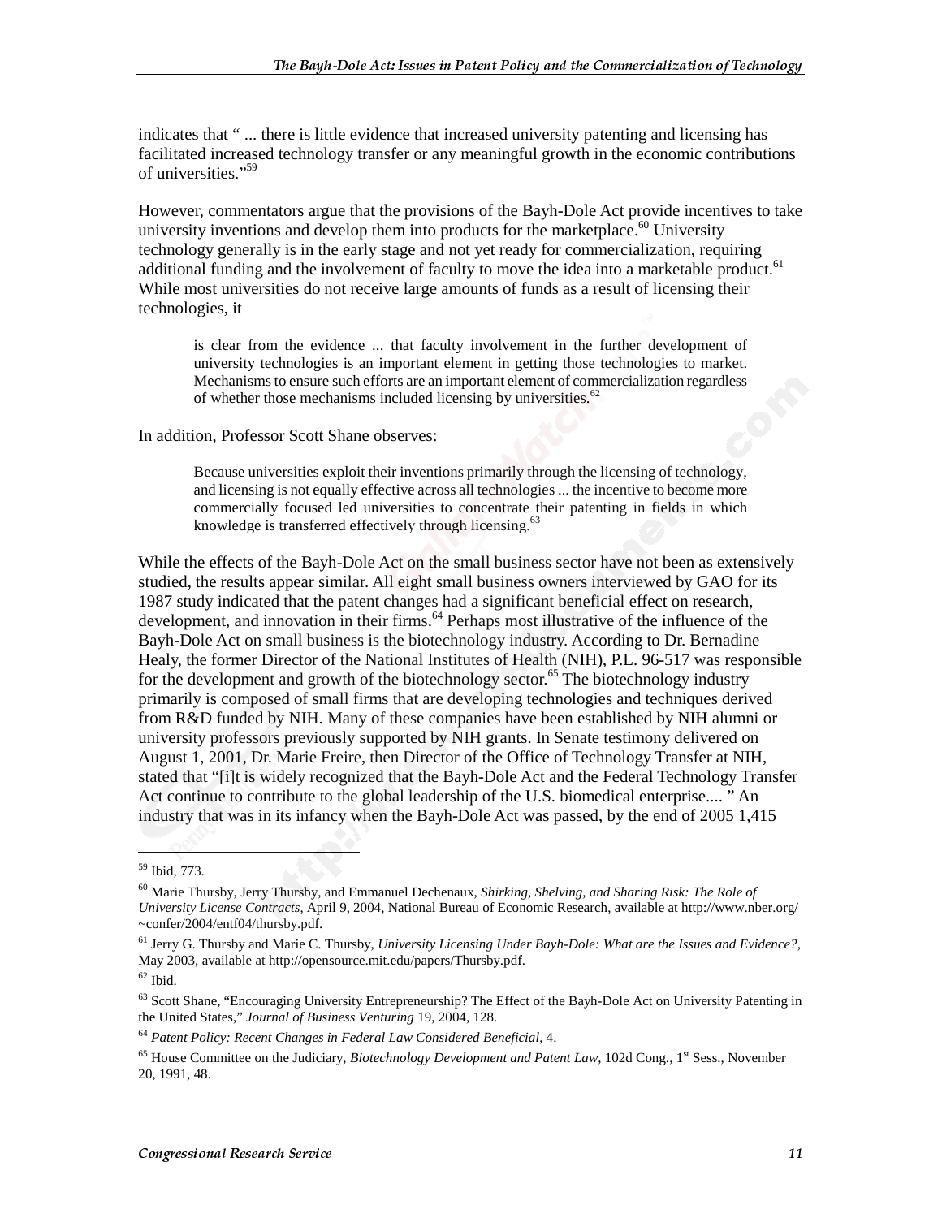indicates that " ... there is little evidence that increased university patenting and licensing has facilitated increased technology transfer or any meaningful growth in the economic contributions of universities."[59]

However, commentators argue that the provisions of the Bayh-Dole Act provide incentives to take university inventions and develop them into products for the marketplace.[60] University technology generally is in the early stage and not yet ready for commercialization, requiring additional funding and the involvement of faculty to move the idea into a marketable product.[61] While most universities do not receive large amounts of funds as a result of licensing their technologies, it

> is clear from the evidence ... that faculty involvement in the further development of university technologies is an important element in getting those technologies to market. Mechanisms to ensure such efforts are an important element of commercialization regardless of whether those mechanisms included licensing by universities.[62]

In addition, Professor Scott Shane observes:

> Because universities exploit their inventions primarily through the licensing of technology, and licensing is not equally effective across all technologies ... the incentive to become more commercially focused led universities to concentrate their patenting in fields in which knowledge is transferred effectively through licensing.[63]

While the effects of the Bayh-Dole Act on the small business sector have not been as extensively studied, the results appear similar. All eight small business owners interviewed by GAO for its 1987 study indicated that the patent changes had a significant beneficial effect on research, development, and innovation in their firms.[64] Perhaps most illustrative of the influence of the Bayh-Dole Act on small business is the biotechnology industry. According to Dr. Bernadine Healy, the former Director of the National Institutes of Health (NIH), P.L. 96-517 was responsible for the development and growth of the biotechnology sector.[65] The biotechnology industry primarily is composed of small firms that are developing technologies and techniques derived from R&D funded by NIH. Many of these companies have been established by NIH alumni or university professors previously supported by NIH grants. In Senate testimony delivered on August 1, 2001, Dr. Marie Freire, then Director of the Office of Technology Transfer at NIH, stated that "[i]t is widely recognized that the Bayh-Dole Act and the Federal Technology Transfer Act continue to contribute to the global leadership of the U.S. biomedical enterprise.... " An industry that was in its infancy when the Bayh-Dole Act was passed, by the end of 2005 1,415

---

[59] Ibid, 773.

[60] Marie Thursby, Jerry Thursby, and Emmanuel Dechenaux, *Shirking, Shelving, and Sharing Risk: The Role of University License Contracts*, April 9, 2004, National Bureau of Economic Research, available at http://www.nber.org/~confer/2004/entf04/thursby.pdf.

[61] Jerry G. Thursby and Marie C. Thursby, *University Licensing Under Bayh-Dole: What are the Issues and Evidence?*, May 2003, available at http://opensource.mit.edu/papers/Thursby.pdf.

[62] Ibid.

[63] Scott Shane, "Encouraging University Entrepreneurship? The Effect of the Bayh-Dole Act on University Patenting in the United States," *Journal of Business Venturing* 19, 2004, 128.

[64] *Patent Policy: Recent Changes in Federal Law Considered Beneficial*, 4.

[65] House Committee on the Judiciary, *Biotechnology Development and Patent Law*, 102d Cong., 1st Sess., November 20, 1991, 48.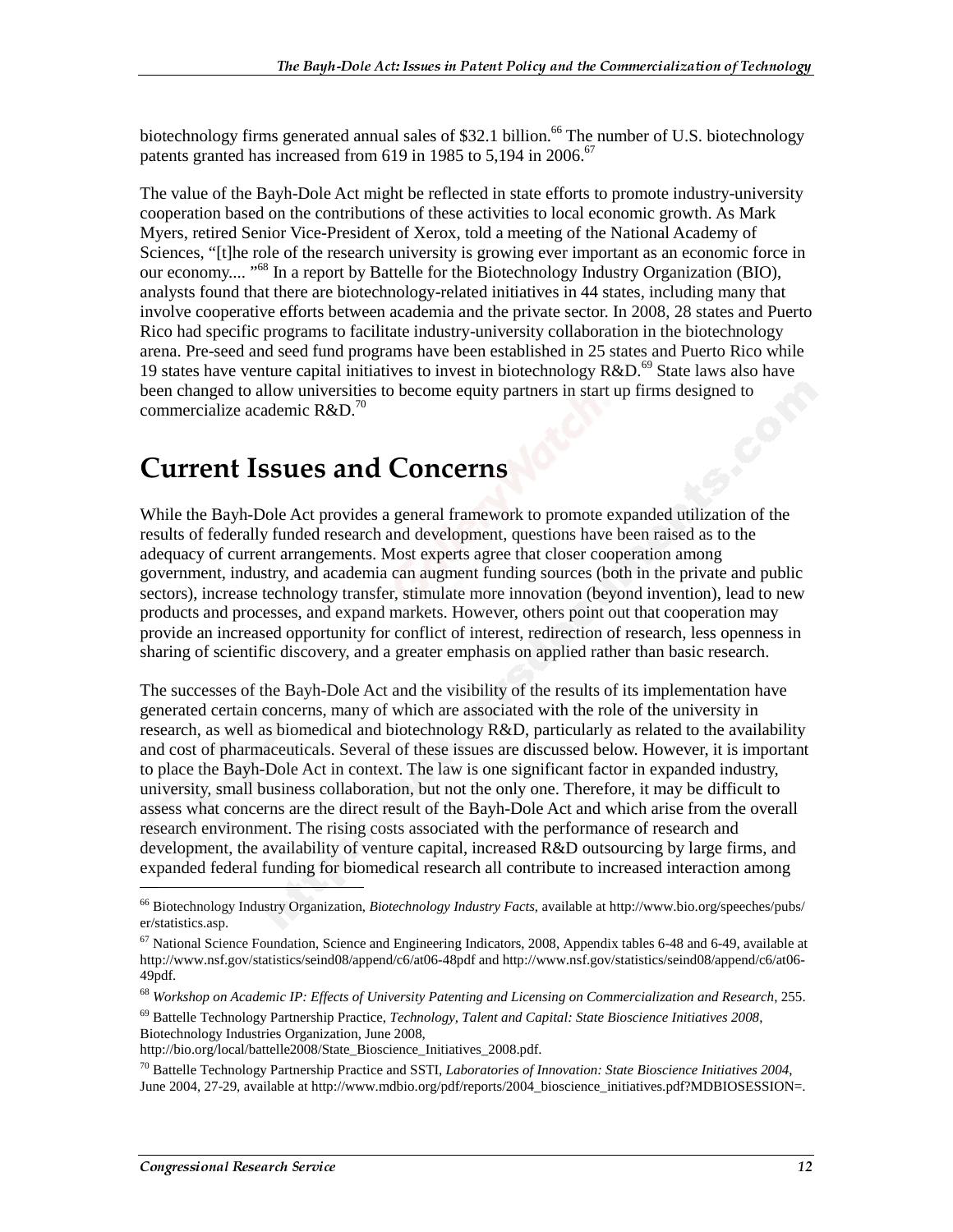biotechnology firms generated annual sales of $32.1 billion.[66] The number of U.S. biotechnology patents granted has increased from 619 in 1985 to 5,194 in 2006.[67]

The value of the Bayh-Dole Act might be reflected in state efforts to promote industry-university cooperation based on the contributions of these activities to local economic growth. As Mark Myers, retired Senior Vice-President of Xerox, told a meeting of the National Academy of Sciences, "[t]he role of the research university is growing ever important as an economic force in our economy.... "[68] In a report by Battelle for the Biotechnology Industry Organization (BIO), analysts found that there are biotechnology-related initiatives in 44 states, including many that involve cooperative efforts between academia and the private sector. In 2008, 28 states and Puerto Rico had specific programs to facilitate industry-university collaboration in the biotechnology arena. Pre-seed and seed fund programs have been established in 25 states and Puerto Rico while 19 states have venture capital initiatives to invest in biotechnology R&D.[69] State laws also have been changed to allow universities to become equity partners in start up firms designed to commercialize academic R&D.[70]

# Current Issues and Concerns

While the Bayh-Dole Act provides a general framework to promote expanded utilization of the results of federally funded research and development, questions have been raised as to the adequacy of current arrangements. Most experts agree that closer cooperation among government, industry, and academia can augment funding sources (both in the private and public sectors), increase technology transfer, stimulate more innovation (beyond invention), lead to new products and processes, and expand markets. However, others point out that cooperation may provide an increased opportunity for conflict of interest, redirection of research, less openness in sharing of scientific discovery, and a greater emphasis on applied rather than basic research.

The successes of the Bayh-Dole Act and the visibility of the results of its implementation have generated certain concerns, many of which are associated with the role of the university in research, as well as biomedical and biotechnology R&D, particularly as related to the availability and cost of pharmaceuticals. Several of these issues are discussed below. However, it is important to place the Bayh-Dole Act in context. The law is one significant factor in expanded industry, university, small business collaboration, but not the only one. Therefore, it may be difficult to assess what concerns are the direct result of the Bayh-Dole Act and which arise from the overall research environment. The rising costs associated with the performance of research and development, the availability of venture capital, increased R&D outsourcing by large firms, and expanded federal funding for biomedical research all contribute to increased interaction among

---

[66] Biotechnology Industry Organization, *Biotechnology Industry Facts*, available at http://www.bio.org/speeches/pubs/er/statistics.asp.

[67] National Science Foundation, Science and Engineering Indicators, 2008, Appendix tables 6-48 and 6-49, available at http://www.nsf.gov/statistics/seind08/append/c6/at06-48pdf and http://www.nsf.gov/statistics/seind08/append/c6/at06-49pdf.

[68] *Workshop on Academic IP: Effects of University Patenting and Licensing on Commercialization and Research*, 255.

[69] Battelle Technology Partnership Practice, *Technology, Talent and Capital: State Bioscience Initiatives 2008*, Biotechnology Industries Organization, June 2008, http://bio.org/local/battelle2008/State_Bioscience_Initiatives_2008.pdf.

[70] Battelle Technology Partnership Practice and SSTI, *Laboratories of Innovation: State Bioscience Initiatives 2004*, June 2004, 27-29, available at http://www.mdbio.org/pdf/reports/2004_bioscience_initiatives.pdf?MDBIOSESSION=.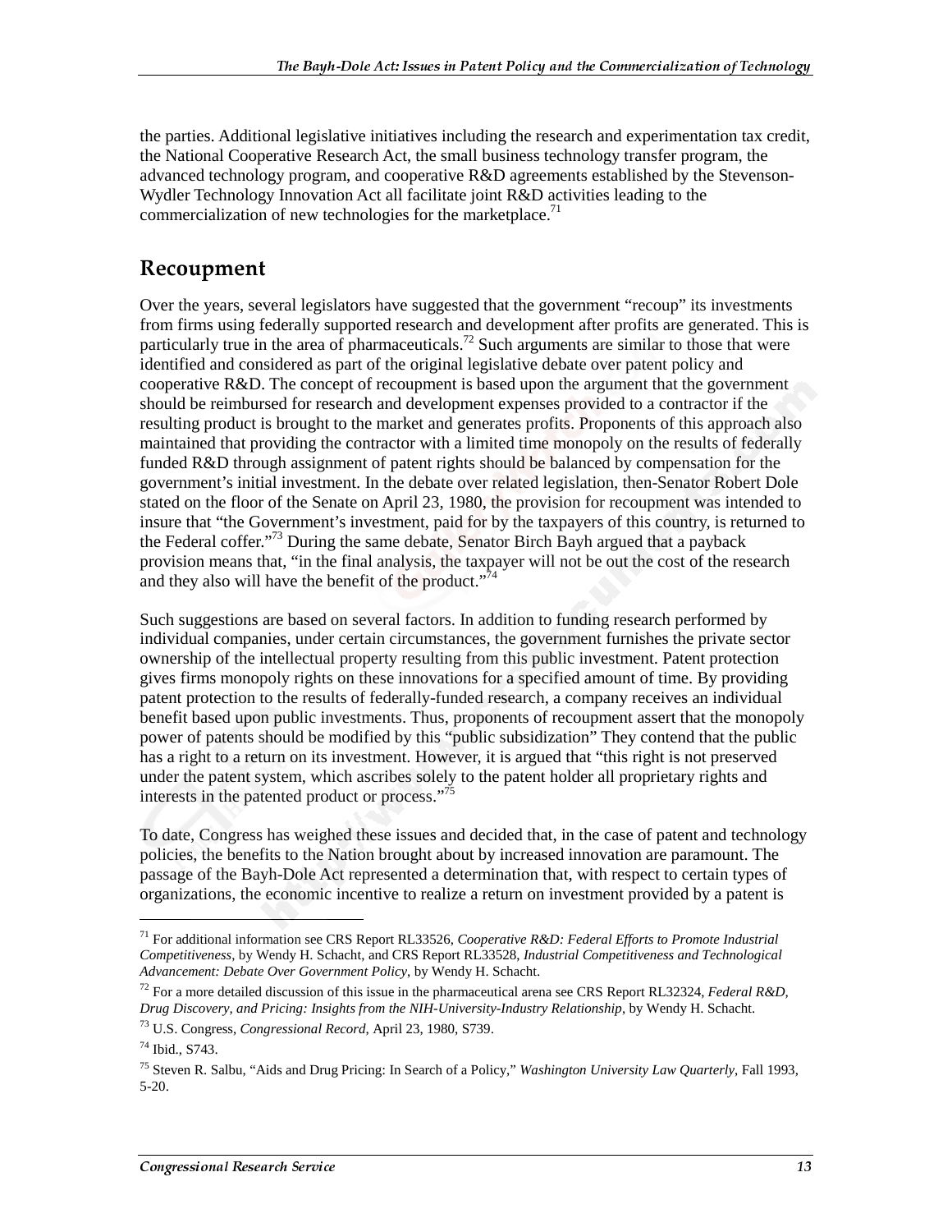the parties. Additional legislative initiatives including the research and experimentation tax credit, the National Cooperative Research Act, the small business technology transfer program, the advanced technology program, and cooperative R&D agreements established by the Stevenson-Wydler Technology Innovation Act all facilitate joint R&D activities leading to the commercialization of new technologies for the marketplace.[71]

## Recoupment

Over the years, several legislators have suggested that the government "recoup" its investments from firms using federally supported research and development after profits are generated. This is particularly true in the area of pharmaceuticals.[72] Such arguments are similar to those that were identified and considered as part of the original legislative debate over patent policy and cooperative R&D. The concept of recoupment is based upon the argument that the government should be reimbursed for research and development expenses provided to a contractor if the resulting product is brought to the market and generates profits. Proponents of this approach also maintained that providing the contractor with a limited time monopoly on the results of federally funded R&D through assignment of patent rights should be balanced by compensation for the government's initial investment. In the debate over related legislation, then-Senator Robert Dole stated on the floor of the Senate on April 23, 1980, the provision for recoupment was intended to insure that "the Government's investment, paid for by the taxpayers of this country, is returned to the Federal coffer."[73] During the same debate, Senator Birch Bayh argued that a payback provision means that, "in the final analysis, the taxpayer will not be out the cost of the research and they also will have the benefit of the product."[74]

Such suggestions are based on several factors. In addition to funding research performed by individual companies, under certain circumstances, the government furnishes the private sector ownership of the intellectual property resulting from this public investment. Patent protection gives firms monopoly rights on these innovations for a specified amount of time. By providing patent protection to the results of federally-funded research, a company receives an individual benefit based upon public investments. Thus, proponents of recoupment assert that the monopoly power of patents should be modified by this "public subsidization" They contend that the public has a right to a return on its investment. However, it is argued that "this right is not preserved under the patent system, which ascribes solely to the patent holder all proprietary rights and interests in the patented product or process."[75]

To date, Congress has weighed these issues and decided that, in the case of patent and technology policies, the benefits to the Nation brought about by increased innovation are paramount. The passage of the Bayh-Dole Act represented a determination that, with respect to certain types of organizations, the economic incentive to realize a return on investment provided by a patent is

---

[71] For additional information see CRS Report RL33526, *Cooperative R&D: Federal Efforts to Promote Industrial Competitiveness*, by Wendy H. Schacht, and CRS Report RL33528, *Industrial Competitiveness and Technological Advancement: Debate Over Government Policy*, by Wendy H. Schacht.

[72] For a more detailed discussion of this issue in the pharmaceutical arena see CRS Report RL32324, *Federal R&D, Drug Discovery, and Pricing: Insights from the NIH-University-Industry Relationship*, by Wendy H. Schacht.

[73] U.S. Congress, *Congressional Record*, April 23, 1980, S739.

[74] Ibid., S743.

[75] Steven R. Salbu, "Aids and Drug Pricing: In Search of a Policy," *Washington University Law Quarterly*, Fall 1993, 5-20.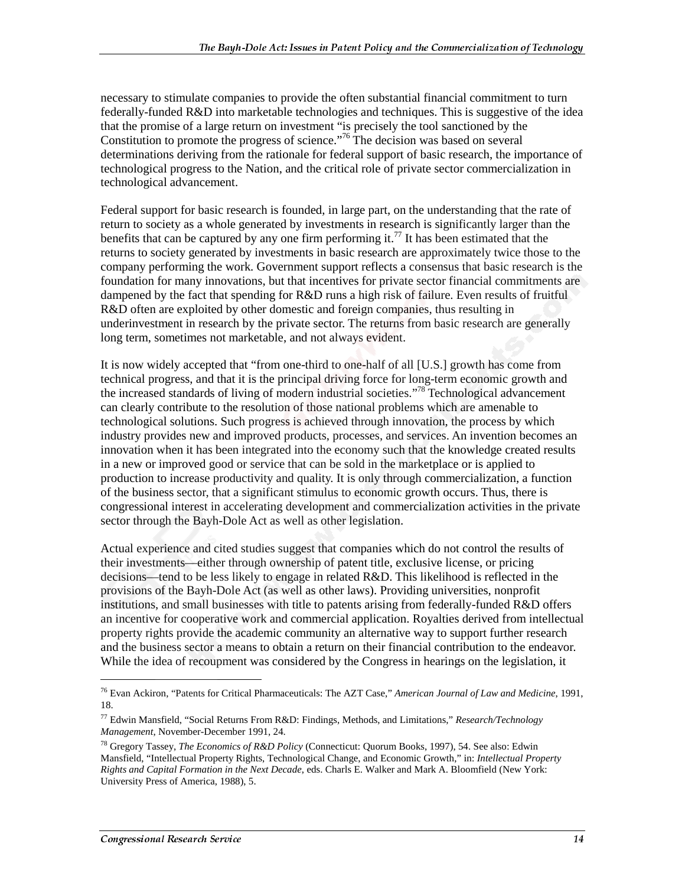necessary to stimulate companies to provide the often substantial financial commitment to turn federally-funded R&D into marketable technologies and techniques. This is suggestive of the idea that the promise of a large return on investment "is precisely the tool sanctioned by the Constitution to promote the progress of science."[76] The decision was based on several determinations deriving from the rationale for federal support of basic research, the importance of technological progress to the Nation, and the critical role of private sector commercialization in technological advancement.

Federal support for basic research is founded, in large part, on the understanding that the rate of return to society as a whole generated by investments in research is significantly larger than the benefits that can be captured by any one firm performing it.[77] It has been estimated that the returns to society generated by investments in basic research are approximately twice those to the company performing the work. Government support reflects a consensus that basic research is the foundation for many innovations, but that incentives for private sector financial commitments are dampened by the fact that spending for R&D runs a high risk of failure. Even results of fruitful R&D often are exploited by other domestic and foreign companies, thus resulting in underinvestment in research by the private sector. The returns from basic research are generally long term, sometimes not marketable, and not always evident.

It is now widely accepted that "from one-third to one-half of all [U.S.] growth has come from technical progress, and that it is the principal driving force for long-term economic growth and the increased standards of living of modern industrial societies."[78] Technological advancement can clearly contribute to the resolution of those national problems which are amenable to technological solutions. Such progress is achieved through innovation, the process by which industry provides new and improved products, processes, and services. An invention becomes an innovation when it has been integrated into the economy such that the knowledge created results in a new or improved good or service that can be sold in the marketplace or is applied to production to increase productivity and quality. It is only through commercialization, a function of the business sector, that a significant stimulus to economic growth occurs. Thus, there is congressional interest in accelerating development and commercialization activities in the private sector through the Bayh-Dole Act as well as other legislation.

Actual experience and cited studies suggest that companies which do not control the results of their investments—either through ownership of patent title, exclusive license, or pricing decisions—tend to be less likely to engage in related R&D. This likelihood is reflected in the provisions of the Bayh-Dole Act (as well as other laws). Providing universities, nonprofit institutions, and small businesses with title to patents arising from federally-funded R&D offers an incentive for cooperative work and commercial application. Royalties derived from intellectual property rights provide the academic community an alternative way to support further research and the business sector a means to obtain a return on their financial contribution to the endeavor. While the idea of recoupment was considered by the Congress in hearings on the legislation, it

---

[76] Evan Ackiron, "Patents for Critical Pharmaceuticals: The AZT Case," *American Journal of Law and Medicine,* 1991, 18.

[77] Edwin Mansfield, "Social Returns From R&D: Findings, Methods, and Limitations," *Research/Technology Management,* November-December 1991, 24.

[78] Gregory Tassey, *The Economics of R&D Policy* (Connecticut: Quorum Books, 1997), 54. See also: Edwin Mansfield, "Intellectual Property Rights, Technological Change, and Economic Growth," in: *Intellectual Property Rights and Capital Formation in the Next Decade,* eds. Charls E. Walker and Mark A. Bloomfield (New York: University Press of America, 1988), 5.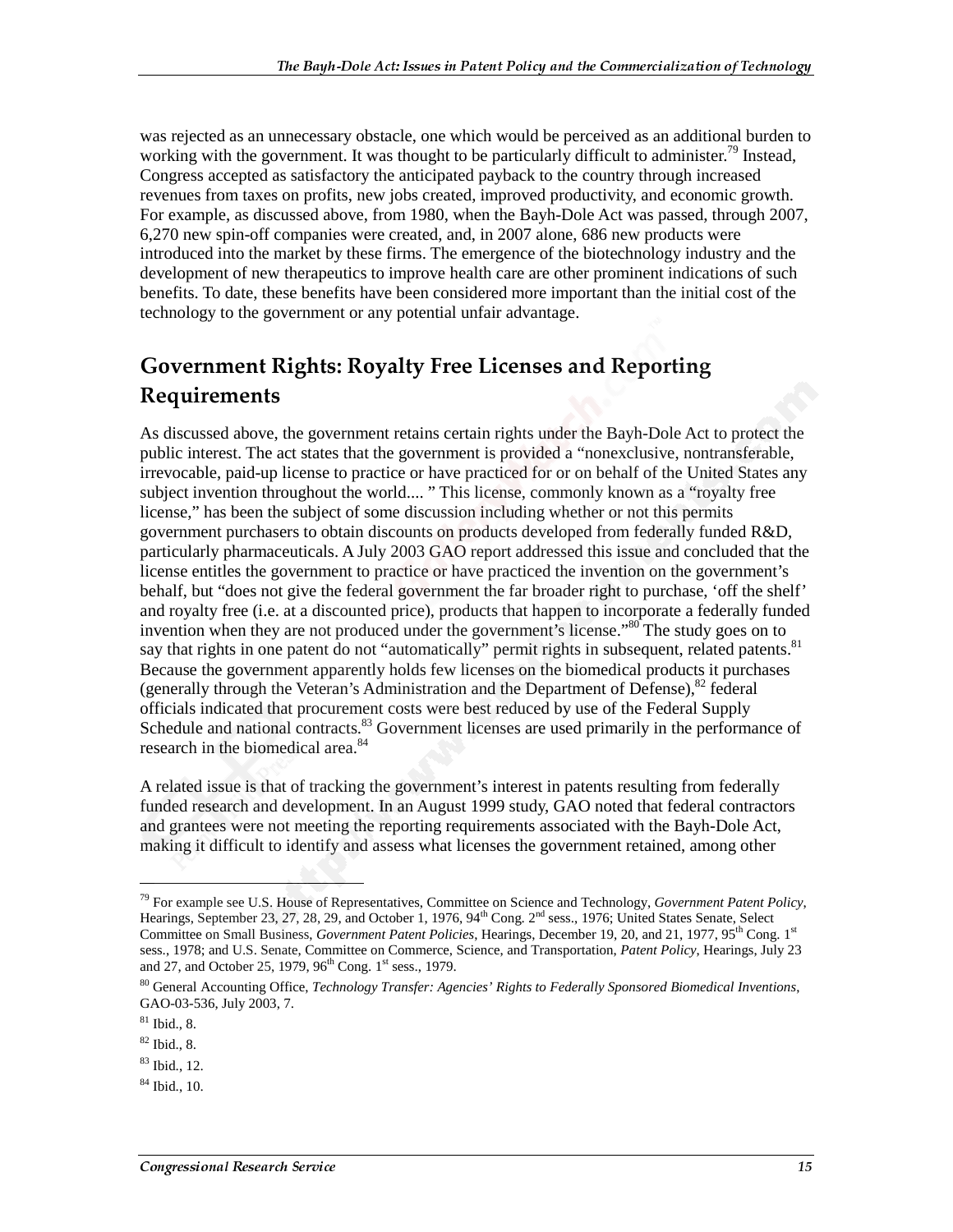was rejected as an unnecessary obstacle, one which would be perceived as an additional burden to working with the government. It was thought to be particularly difficult to administer.[79] Instead, Congress accepted as satisfactory the anticipated payback to the country through increased revenues from taxes on profits, new jobs created, improved productivity, and economic growth. For example, as discussed above, from 1980, when the Bayh-Dole Act was passed, through 2007, 6,270 new spin-off companies were created, and, in 2007 alone, 686 new products were introduced into the market by these firms. The emergence of the biotechnology industry and the development of new therapeutics to improve health care are other prominent indications of such benefits. To date, these benefits have been considered more important than the initial cost of the technology to the government or any potential unfair advantage.

## Government Rights: Royalty Free Licenses and Reporting Requirements

As discussed above, the government retains certain rights under the Bayh-Dole Act to protect the public interest. The act states that the government is provided a "nonexclusive, nontransferable, irrevocable, paid-up license to practice or have practiced for or on behalf of the United States any subject invention throughout the world.... " This license, commonly known as a "royalty free license," has been the subject of some discussion including whether or not this permits government purchasers to obtain discounts on products developed from federally funded R&D, particularly pharmaceuticals. A July 2003 GAO report addressed this issue and concluded that the license entitles the government to practice or have practiced the invention on the government's behalf, but "does not give the federal government the far broader right to purchase, 'off the shelf' and royalty free (i.e. at a discounted price), products that happen to incorporate a federally funded invention when they are not produced under the government's license."[80] The study goes on to say that rights in one patent do not "automatically" permit rights in subsequent, related patents.[81] Because the government apparently holds few licenses on the biomedical products it purchases (generally through the Veteran's Administration and the Department of Defense),[82] federal officials indicated that procurement costs were best reduced by use of the Federal Supply Schedule and national contracts.[83] Government licenses are used primarily in the performance of research in the biomedical area.[84]

A related issue is that of tracking the government's interest in patents resulting from federally funded research and development. In an August 1999 study, GAO noted that federal contractors and grantees were not meeting the reporting requirements associated with the Bayh-Dole Act, making it difficult to identify and assess what licenses the government retained, among other

---

[79] For example see U.S. House of Representatives, Committee on Science and Technology, *Government Patent Policy*, Hearings, September 23, 27, 28, 29, and October 1, 1976, 94th Cong. 2nd sess., 1976; United States Senate, Select Committee on Small Business, *Government Patent Policies*, Hearings, December 19, 20, and 21, 1977, 95th Cong. 1st sess., 1978; and U.S. Senate, Committee on Commerce, Science, and Transportation, *Patent Policy*, Hearings, July 23 and 27, and October 25, 1979, 96th Cong. 1st sess., 1979.

[80] General Accounting Office, *Technology Transfer: Agencies' Rights to Federally Sponsored Biomedical Inventions*, GAO-03-536, July 2003, 7.

[81] Ibid., 8.

[82] Ibid., 8.

[83] Ibid., 12.

[84] Ibid., 10.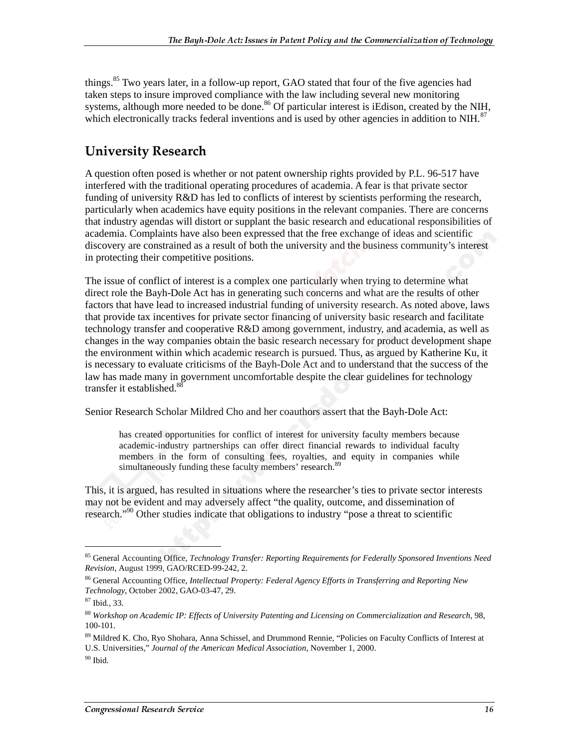things.[85] Two years later, in a follow-up report, GAO stated that four of the five agencies had taken steps to insure improved compliance with the law including several new monitoring systems, although more needed to be done.[86] Of particular interest is iEdison, created by the NIH, which electronically tracks federal inventions and is used by other agencies in addition to NIH.[87]

## University Research

A question often posed is whether or not patent ownership rights provided by P.L. 96-517 have interfered with the traditional operating procedures of academia. A fear is that private sector funding of university R&D has led to conflicts of interest by scientists performing the research, particularly when academics have equity positions in the relevant companies. There are concerns that industry agendas will distort or supplant the basic research and educational responsibilities of academia. Complaints have also been expressed that the free exchange of ideas and scientific discovery are constrained as a result of both the university and the business community's interest in protecting their competitive positions.

The issue of conflict of interest is a complex one particularly when trying to determine what direct role the Bayh-Dole Act has in generating such concerns and what are the results of other factors that have lead to increased industrial funding of university research. As noted above, laws that provide tax incentives for private sector financing of university basic research and facilitate technology transfer and cooperative R&D among government, industry, and academia, as well as changes in the way companies obtain the basic research necessary for product development shape the environment within which academic research is pursued. Thus, as argued by Katherine Ku, it is necessary to evaluate criticisms of the Bayh-Dole Act and to understand that the success of the law has made many in government uncomfortable despite the clear guidelines for technology transfer it established.[88]

Senior Research Scholar Mildred Cho and her coauthors assert that the Bayh-Dole Act:

> has created opportunities for conflict of interest for university faculty members because academic-industry partnerships can offer direct financial rewards to individual faculty members in the form of consulting fees, royalties, and equity in companies while simultaneously funding these faculty members' research.[89]

This, it is argued, has resulted in situations where the researcher's ties to private sector interests may not be evident and may adversely affect "the quality, outcome, and dissemination of research."[90] Other studies indicate that obligations to industry "pose a threat to scientific

---

[85] General Accounting Office, *Technology Transfer: Reporting Requirements for Federally Sponsored Inventions Need Revision*, August 1999, GAO/RCED-99-242, 2.

[86] General Accounting Office, *Intellectual Property: Federal Agency Efforts in Transferring and Reporting New Technology*, October 2002, GAO-03-47, 29.

[87] Ibid., 33.

[88] *Workshop on Academic IP: Effects of University Patenting and Licensing on Commercialization and Research*, 98, 100-101.

[89] Mildred K. Cho, Ryo Shohara, Anna Schissel, and Drummond Rennie, "Policies on Faculty Conflicts of Interest at U.S. Universities," *Journal of the American Medical Association*, November 1, 2000.

[90] Ibid.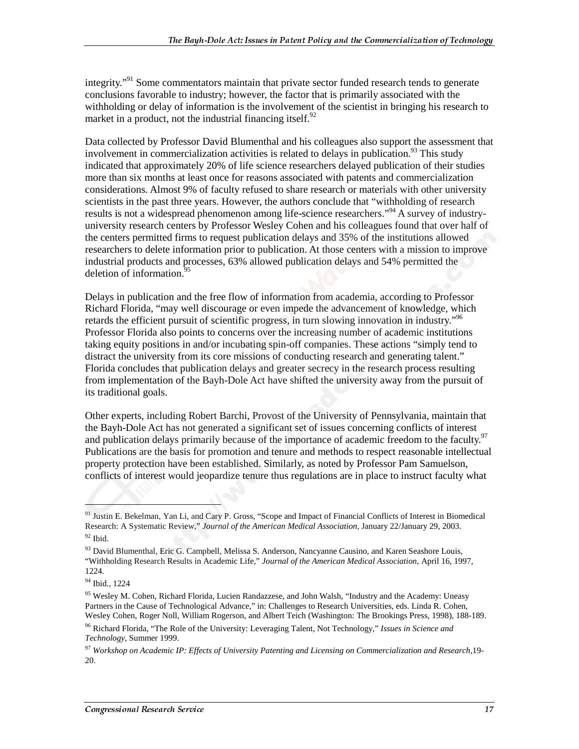integrity."[91] Some commentators maintain that private sector funded research tends to generate conclusions favorable to industry; however, the factor that is primarily associated with the withholding or delay of information is the involvement of the scientist in bringing his research to market in a product, not the industrial financing itself.[92]

Data collected by Professor David Blumenthal and his colleagues also support the assessment that involvement in commercialization activities is related to delays in publication.[93] This study indicated that approximately 20% of life science researchers delayed publication of their studies more than six months at least once for reasons associated with patents and commercialization considerations. Almost 9% of faculty refused to share research or materials with other university scientists in the past three years. However, the authors conclude that "withholding of research results is not a widespread phenomenon among life-science researchers."[94] A survey of industry-university research centers by Professor Wesley Cohen and his colleagues found that over half of the centers permitted firms to request publication delays and 35% of the institutions allowed researchers to delete information prior to publication. At those centers with a mission to improve industrial products and processes, 63% allowed publication delays and 54% permitted the deletion of information.[95]

Delays in publication and the free flow of information from academia, according to Professor Richard Florida, "may well discourage or even impede the advancement of knowledge, which retards the efficient pursuit of scientific progress, in turn slowing innovation in industry."[96] Professor Florida also points to concerns over the increasing number of academic institutions taking equity positions in and/or incubating spin-off companies. These actions "simply tend to distract the university from its core missions of conducting research and generating talent." Florida concludes that publication delays and greater secrecy in the research process resulting from implementation of the Bayh-Dole Act have shifted the university away from the pursuit of its traditional goals.

Other experts, including Robert Barchi, Provost of the University of Pennsylvania, maintain that the Bayh-Dole Act has not generated a significant set of issues concerning conflicts of interest and publication delays primarily because of the importance of academic freedom to the faculty.[97] Publications are the basis for promotion and tenure and methods to respect reasonable intellectual property protection have been established. Similarly, as noted by Professor Pam Samuelson, conflicts of interest would jeopardize tenure thus regulations are in place to instruct faculty what

---

[91] Justin E. Bekelman, Yan Li, and Cary P. Gross, "Scope and Impact of Financial Conflicts of Interest in Biomedical Research: A Systematic Review," *Journal of the American Medical Association*, January 22/January 29, 2003.

[92] Ibid.

[93] David Blumenthal, Eric G. Campbell, Melissa S. Anderson, Nancyanne Causino, and Karen Seashore Louis, "Withholding Research Results in Academic Life," *Journal of the American Medical Association*, April 16, 1997, 1224.

[94] Ibid., 1224

[95] Wesley M. Cohen, Richard Florida, Lucien Randazzese, and John Walsh, "Industry and the Academy: Uneasy Partners in the Cause of Technological Advance," in: Challenges to Research Universities, eds. Linda R. Cohen, Wesley Cohen, Roger Noll, William Rogerson, and Albert Teich (Washington: The Brookings Press, 1998), 188-189.

[96] Richard Florida, "The Role of the University: Leveraging Talent, Not Technology," *Issues in Science and Technology*, Summer 1999.

[97] *Workshop on Academic IP: Effects of University Patenting and Licensing on Commercialization and Research*,19-20.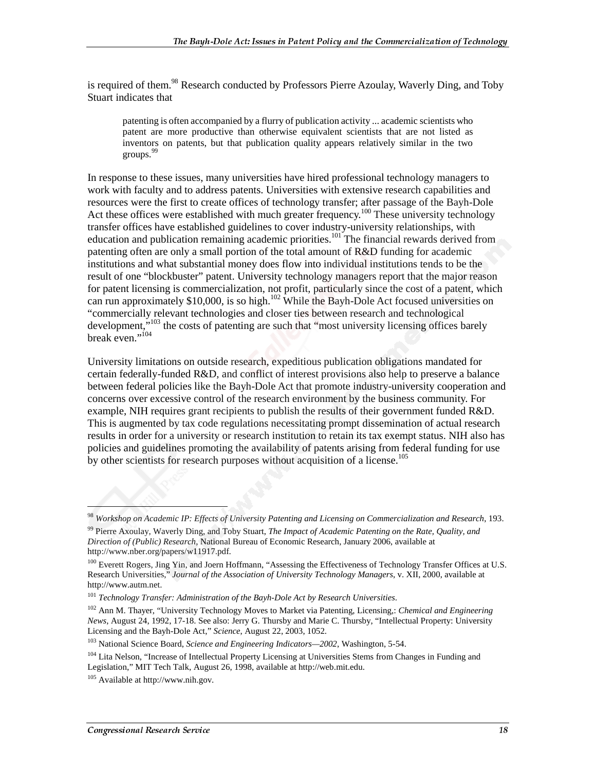is required of them.[98] Research conducted by Professors Pierre Azoulay, Waverly Ding, and Toby Stuart indicates that

> patenting is often accompanied by a flurry of publication activity ... academic scientists who patent are more productive than otherwise equivalent scientists that are not listed as inventors on patents, but that publication quality appears relatively similar in the two groups.[99]

In response to these issues, many universities have hired professional technology managers to work with faculty and to address patents. Universities with extensive research capabilities and resources were the first to create offices of technology transfer; after passage of the Bayh-Dole Act these offices were established with much greater frequency.[100] These university technology transfer offices have established guidelines to cover industry-university relationships, with education and publication remaining academic priorities.[101] The financial rewards derived from patenting often are only a small portion of the total amount of R&D funding for academic institutions and what substantial money does flow into individual institutions tends to be the result of one "blockbuster" patent. University technology managers report that the major reason for patent licensing is commercialization, not profit, particularly since the cost of a patent, which can run approximately $10,000, is so high.[102] While the Bayh-Dole Act focused universities on "commercially relevant technologies and closer ties between research and technological development,"[103] the costs of patenting are such that "most university licensing offices barely break even."[104]

University limitations on outside research, expeditious publication obligations mandated for certain federally-funded R&D, and conflict of interest provisions also help to preserve a balance between federal policies like the Bayh-Dole Act that promote industry-university cooperation and concerns over excessive control of the research environment by the business community. For example, NIH requires grant recipients to publish the results of their government funded R&D. This is augmented by tax code regulations necessitating prompt dissemination of actual research results in order for a university or research institution to retain its tax exempt status. NIH also has policies and guidelines promoting the availability of patents arising from federal funding for use by other scientists for research purposes without acquisition of a license.[105]

---

[98] *Workshop on Academic IP: Effects of University Patenting and Licensing on Commercialization and Research*, 193.

[99] Pierre Axoulay, Waverly Ding, and Toby Stuart, *The Impact of Academic Patenting on the Rate, Quality, and Direction of (Public) Research*, National Bureau of Economic Research, January 2006, available at http://www.nber.org/papers/w11917.pdf.

[100] Everett Rogers, Jing Yin, and Joern Hoffmann, "Assessing the Effectiveness of Technology Transfer Offices at U.S. Research Universities," *Journal of the Association of University Technology Managers*, v. XII, 2000, available at http://www.autm.net.

[101] *Technology Transfer: Administration of the Bayh-Dole Act by Research Universities*.

[102] Ann M. Thayer, "University Technology Moves to Market via Patenting, Licensing,: *Chemical and Engineering News*, August 24, 1992, 17-18. See also: Jerry G. Thursby and Marie C. Thursby, "Intellectual Property: University Licensing and the Bayh-Dole Act," *Science*, August 22, 2003, 1052.

[103] National Science Board, *Science and Engineering Indicators—2002*, Washington, 5-54.

[104] Lita Nelson, "Increase of Intellectual Property Licensing at Universities Stems from Changes in Funding and Legislation," MIT Tech Talk, August 26, 1998, available at http://web.mit.edu.

[105] Available at http://www.nih.gov.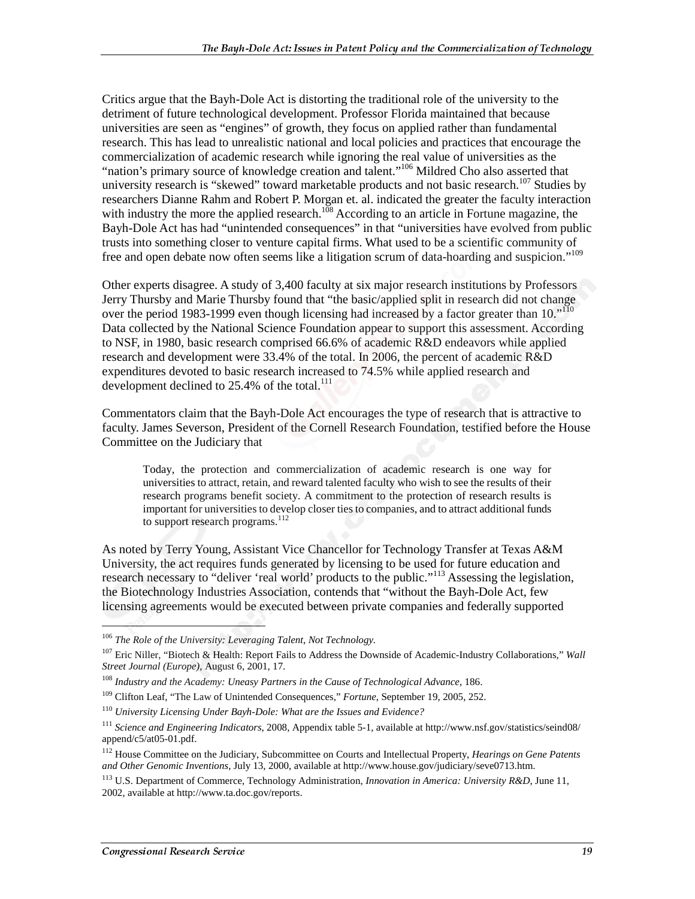Critics argue that the Bayh-Dole Act is distorting the traditional role of the university to the detriment of future technological development. Professor Florida maintained that because universities are seen as "engines" of growth, they focus on applied rather than fundamental research. This has lead to unrealistic national and local policies and practices that encourage the commercialization of academic research while ignoring the real value of universities as the "nation's primary source of knowledge creation and talent."[106] Mildred Cho also asserted that university research is "skewed" toward marketable products and not basic research.[107] Studies by researchers Dianne Rahm and Robert P. Morgan et. al. indicated the greater the faculty interaction with industry the more the applied research.[108] According to an article in Fortune magazine, the Bayh-Dole Act has had "unintended consequences" in that "universities have evolved from public trusts into something closer to venture capital firms. What used to be a scientific community of free and open debate now often seems like a litigation scrum of data-hoarding and suspicion."[109]

Other experts disagree. A study of 3,400 faculty at six major research institutions by Professors Jerry Thursby and Marie Thursby found that "the basic/applied split in research did not change over the period 1983-1999 even though licensing had increased by a factor greater than 10."[110] Data collected by the National Science Foundation appear to support this assessment. According to NSF, in 1980, basic research comprised 66.6% of academic R&D endeavors while applied research and development were 33.4% of the total. In 2006, the percent of academic R&D expenditures devoted to basic research increased to 74.5% while applied research and development declined to 25.4% of the total.[111]

Commentators claim that the Bayh-Dole Act encourages the type of research that is attractive to faculty. James Severson, President of the Cornell Research Foundation, testified before the House Committee on the Judiciary that

> Today, the protection and commercialization of academic research is one way for universities to attract, retain, and reward talented faculty who wish to see the results of their research programs benefit society. A commitment to the protection of research results is important for universities to develop closer ties to companies, and to attract additional funds to support research programs.[112]

As noted by Terry Young, Assistant Vice Chancellor for Technology Transfer at Texas A&M University, the act requires funds generated by licensing to be used for future education and research necessary to "deliver 'real world' products to the public."[113] Assessing the legislation, the Biotechnology Industries Association, contends that "without the Bayh-Dole Act, few licensing agreements would be executed between private companies and federally supported

---

[106] *The Role of the University: Leveraging Talent, Not Technology.*

[107] Eric Niller, "Biotech & Health: Report Fails to Address the Downside of Academic-Industry Collaborations," *Wall Street Journal (Europe)*, August 6, 2001, 17.

[108] *Industry and the Academy: Uneasy Partners in the Cause of Technological Advance*, 186.

[109] Clifton Leaf, "The Law of Unintended Consequences," *Fortune*, September 19, 2005, 252.

[110] *University Licensing Under Bayh-Dole: What are the Issues and Evidence?*

[111] *Science and Engineering Indicators*, 2008, Appendix table 5-1, available at http://www.nsf.gov/statistics/seind08/append/c5/at05-01.pdf.

[112] House Committee on the Judiciary, Subcommittee on Courts and Intellectual Property, *Hearings on Gene Patents and Other Genomic Inventions*, July 13, 2000, available at http://www.house.gov/judiciary/seve0713.htm.

[113] U.S. Department of Commerce, Technology Administration, *Innovation in America: University R&D*, June 11, 2002, available at http://www.ta.doc.gov/reports.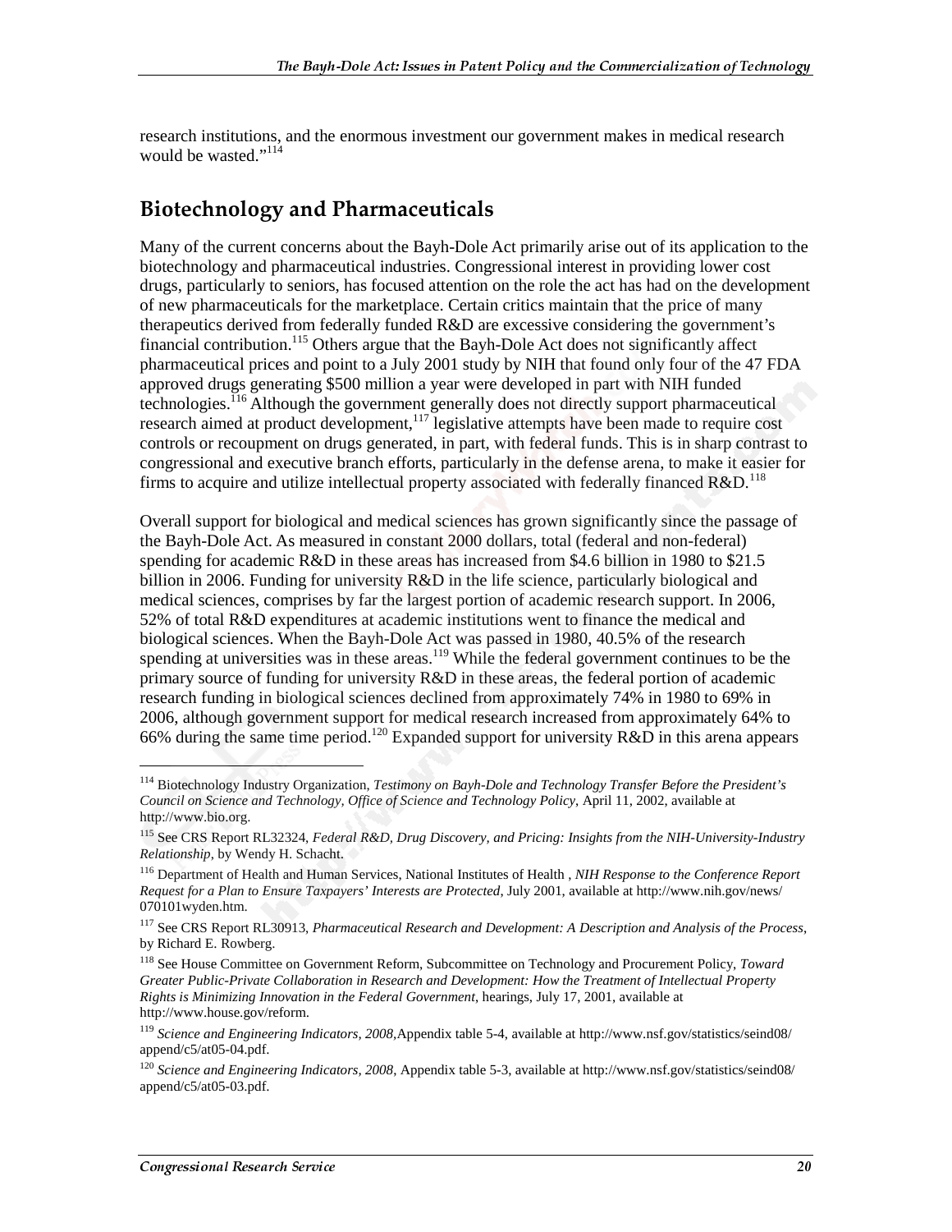research institutions, and the enormous investment our government makes in medical research would be wasted."[114]

## Biotechnology and Pharmaceuticals

Many of the current concerns about the Bayh-Dole Act primarily arise out of its application to the biotechnology and pharmaceutical industries. Congressional interest in providing lower cost drugs, particularly to seniors, has focused attention on the role the act has had on the development of new pharmaceuticals for the marketplace. Certain critics maintain that the price of many therapeutics derived from federally funded R&D are excessive considering the government's financial contribution.[115] Others argue that the Bayh-Dole Act does not significantly affect pharmaceutical prices and point to a July 2001 study by NIH that found only four of the 47 FDA approved drugs generating $500 million a year were developed in part with NIH funded technologies.[116] Although the government generally does not directly support pharmaceutical research aimed at product development,[117] legislative attempts have been made to require cost controls or recoupment on drugs generated, in part, with federal funds. This is in sharp contrast to congressional and executive branch efforts, particularly in the defense arena, to make it easier for firms to acquire and utilize intellectual property associated with federally financed R&D.[118]

Overall support for biological and medical sciences has grown significantly since the passage of the Bayh-Dole Act. As measured in constant 2000 dollars, total (federal and non-federal) spending for academic R&D in these areas has increased from $4.6 billion in 1980 to $21.5 billion in 2006. Funding for university R&D in the life science, particularly biological and medical sciences, comprises by far the largest portion of academic research support. In 2006, 52% of total R&D expenditures at academic institutions went to finance the medical and biological sciences. When the Bayh-Dole Act was passed in 1980, 40.5% of the research spending at universities was in these areas.[119] While the federal government continues to be the primary source of funding for university R&D in these areas, the federal portion of academic research funding in biological sciences declined from approximately 74% in 1980 to 69% in 2006, although government support for medical research increased from approximately 64% to 66% during the same time period.[120] Expanded support for university R&D in this arena appears

---

[114] Biotechnology Industry Organization, *Testimony on Bayh-Dole and Technology Transfer Before the President's Council on Science and Technology, Office of Science and Technology Policy*, April 11, 2002, available at http://www.bio.org.

[115] See CRS Report RL32324, *Federal R&D, Drug Discovery, and Pricing: Insights from the NIH-University-Industry Relationship*, by Wendy H. Schacht.

[116] Department of Health and Human Services, National Institutes of Health , *NIH Response to the Conference Report Request for a Plan to Ensure Taxpayers' Interests are Protected*, July 2001, available at http://www.nih.gov/news/070101wyden.htm.

[117] See CRS Report RL30913, *Pharmaceutical Research and Development: A Description and Analysis of the Process*, by Richard E. Rowberg.

[118] See House Committee on Government Reform, Subcommittee on Technology and Procurement Policy, *Toward Greater Public-Private Collaboration in Research and Development: How the Treatment of Intellectual Property Rights is Minimizing Innovation in the Federal Government*, hearings, July 17, 2001, available at http://www.house.gov/reform.

[119] *Science and Engineering Indicators, 2008*,Appendix table 5-4, available at http://www.nsf.gov/statistics/seind08/append/c5/at05-04.pdf.

[120] *Science and Engineering Indicators, 2008*, Appendix table 5-3, available at http://www.nsf.gov/statistics/seind08/append/c5/at05-03.pdf.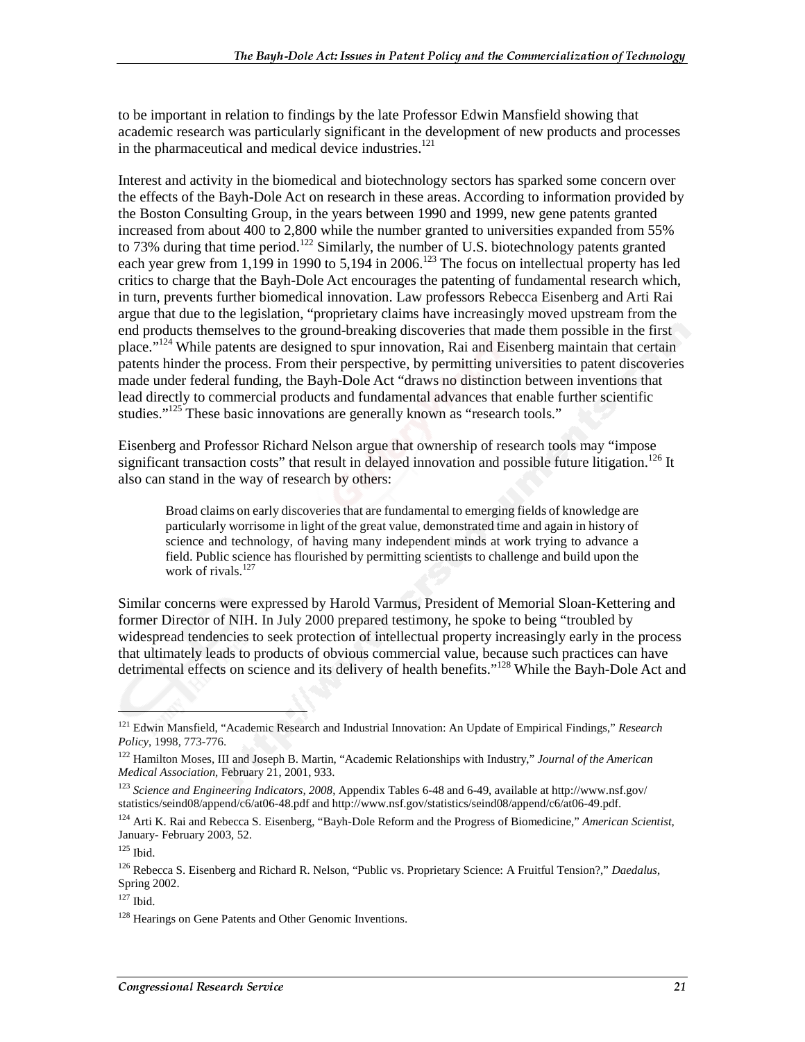to be important in relation to findings by the late Professor Edwin Mansfield showing that academic research was particularly significant in the development of new products and processes in the pharmaceutical and medical device industries.[121]

Interest and activity in the biomedical and biotechnology sectors has sparked some concern over the effects of the Bayh-Dole Act on research in these areas. According to information provided by the Boston Consulting Group, in the years between 1990 and 1999, new gene patents granted increased from about 400 to 2,800 while the number granted to universities expanded from 55% to 73% during that time period.[122] Similarly, the number of U.S. biotechnology patents granted each year grew from 1,199 in 1990 to 5,194 in 2006.[123] The focus on intellectual property has led critics to charge that the Bayh-Dole Act encourages the patenting of fundamental research which, in turn, prevents further biomedical innovation. Law professors Rebecca Eisenberg and Arti Rai argue that due to the legislation, "proprietary claims have increasingly moved upstream from the end products themselves to the ground-breaking discoveries that made them possible in the first place."[124] While patents are designed to spur innovation, Rai and Eisenberg maintain that certain patents hinder the process. From their perspective, by permitting universities to patent discoveries made under federal funding, the Bayh-Dole Act "draws no distinction between inventions that lead directly to commercial products and fundamental advances that enable further scientific studies."[125] These basic innovations are generally known as "research tools."

Eisenberg and Professor Richard Nelson argue that ownership of research tools may "impose significant transaction costs" that result in delayed innovation and possible future litigation.[126] It also can stand in the way of research by others:

> Broad claims on early discoveries that are fundamental to emerging fields of knowledge are particularly worrisome in light of the great value, demonstrated time and again in history of science and technology, of having many independent minds at work trying to advance a field. Public science has flourished by permitting scientists to challenge and build upon the work of rivals.[127]

Similar concerns were expressed by Harold Varmus, President of Memorial Sloan-Kettering and former Director of NIH. In July 2000 prepared testimony, he spoke to being "troubled by widespread tendencies to seek protection of intellectual property increasingly early in the process that ultimately leads to products of obvious commercial value, because such practices can have detrimental effects on science and its delivery of health benefits."[128] While the Bayh-Dole Act and

---

[121] Edwin Mansfield, "Academic Research and Industrial Innovation: An Update of Empirical Findings," *Research Policy*, 1998, 773-776.

[122] Hamilton Moses, III and Joseph B. Martin, "Academic Relationships with Industry," *Journal of the American Medical Association*, February 21, 2001, 933.

[123] *Science and Engineering Indicators, 2008*, Appendix Tables 6-48 and 6-49, available at http://www.nsf.gov/statistics/seind08/append/c6/at06-48.pdf and http://www.nsf.gov/statistics/seind08/append/c6/at06-49.pdf.

[124] Arti K. Rai and Rebecca S. Eisenberg, "Bayh-Dole Reform and the Progress of Biomedicine," *American Scientist*, January- February 2003, 52.

[125] Ibid.

[126] Rebecca S. Eisenberg and Richard R. Nelson, "Public vs. Proprietary Science: A Fruitful Tension?," *Daedalus*, Spring 2002.

[127] Ibid.

[128] Hearings on Gene Patents and Other Genomic Inventions.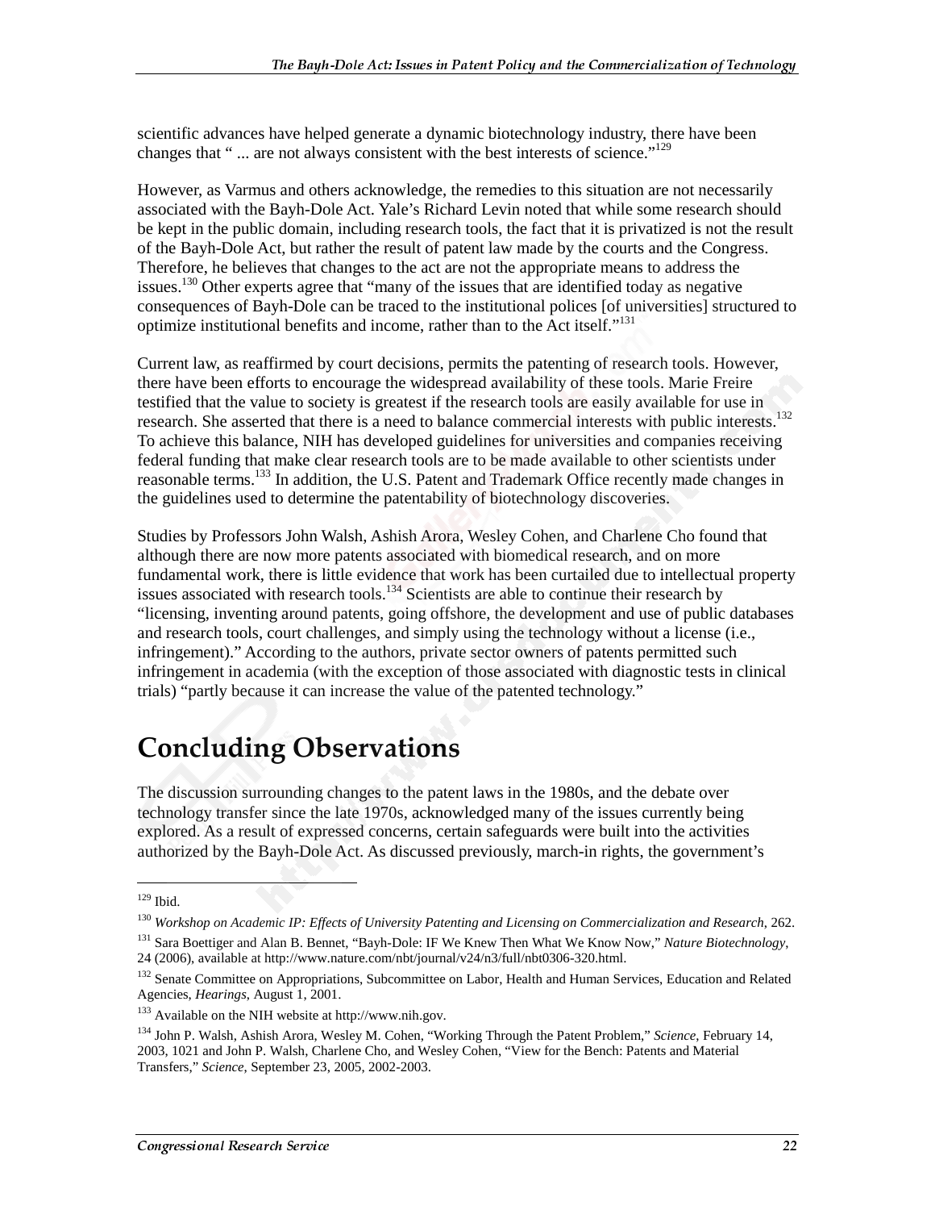scientific advances have helped generate a dynamic biotechnology industry, there have been changes that " ... are not always consistent with the best interests of science."[129]

However, as Varmus and others acknowledge, the remedies to this situation are not necessarily associated with the Bayh-Dole Act. Yale's Richard Levin noted that while some research should be kept in the public domain, including research tools, the fact that it is privatized is not the result of the Bayh-Dole Act, but rather the result of patent law made by the courts and the Congress. Therefore, he believes that changes to the act are not the appropriate means to address the issues.[130] Other experts agree that "many of the issues that are identified today as negative consequences of Bayh-Dole can be traced to the institutional polices [of universities] structured to optimize institutional benefits and income, rather than to the Act itself."[131]

Current law, as reaffirmed by court decisions, permits the patenting of research tools. However, there have been efforts to encourage the widespread availability of these tools. Marie Freire testified that the value to society is greatest if the research tools are easily available for use in research. She asserted that there is a need to balance commercial interests with public interests.[132] To achieve this balance, NIH has developed guidelines for universities and companies receiving federal funding that make clear research tools are to be made available to other scientists under reasonable terms.[133] In addition, the U.S. Patent and Trademark Office recently made changes in the guidelines used to determine the patentability of biotechnology discoveries.

Studies by Professors John Walsh, Ashish Arora, Wesley Cohen, and Charlene Cho found that although there are now more patents associated with biomedical research, and on more fundamental work, there is little evidence that work has been curtailed due to intellectual property issues associated with research tools.[134] Scientists are able to continue their research by "licensing, inventing around patents, going offshore, the development and use of public databases and research tools, court challenges, and simply using the technology without a license (i.e., infringement)." According to the authors, private sector owners of patents permitted such infringement in academia (with the exception of those associated with diagnostic tests in clinical trials) "partly because it can increase the value of the patented technology."

# Concluding Observations

The discussion surrounding changes to the patent laws in the 1980s, and the debate over technology transfer since the late 1970s, acknowledged many of the issues currently being explored. As a result of expressed concerns, certain safeguards were built into the activities authorized by the Bayh-Dole Act. As discussed previously, march-in rights, the government's

---

[129] Ibid.

[130] *Workshop on Academic IP: Effects of University Patenting and Licensing on Commercialization and Research*, 262.

[131] Sara Boettiger and Alan B. Bennet, "Bayh-Dole: IF We Knew Then What We Know Now," *Nature Biotechnology*, 24 (2006), available at http://www.nature.com/nbt/journal/v24/n3/full/nbt0306-320.html.

[132] Senate Committee on Appropriations, Subcommittee on Labor, Health and Human Services, Education and Related Agencies, *Hearings*, August 1, 2001.

[133] Available on the NIH website at http://www.nih.gov.

[134] John P. Walsh, Ashish Arora, Wesley M. Cohen, "Working Through the Patent Problem," *Science*, February 14, 2003, 1021 and John P. Walsh, Charlene Cho, and Wesley Cohen, "View for the Bench: Patents and Material Transfers," *Science*, September 23, 2005, 2002-2003.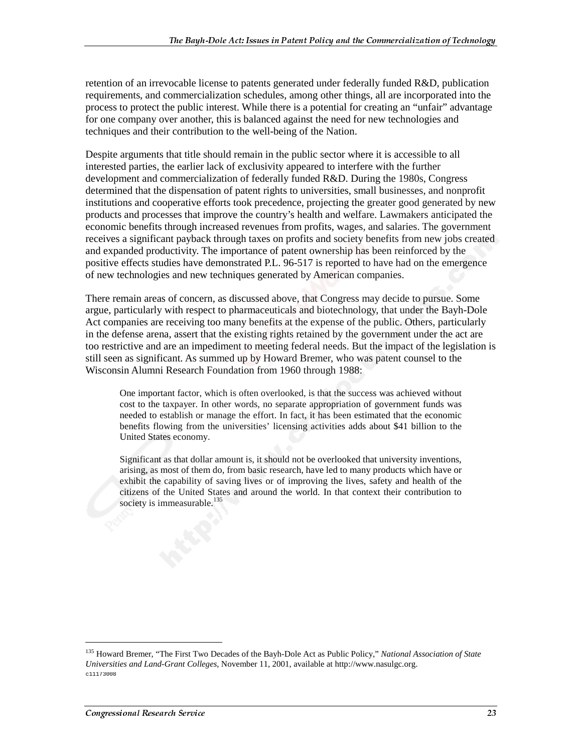retention of an irrevocable license to patents generated under federally funded R&D, publication requirements, and commercialization schedules, among other things, all are incorporated into the process to protect the public interest. While there is a potential for creating an "unfair" advantage for one company over another, this is balanced against the need for new technologies and techniques and their contribution to the well-being of the Nation.

Despite arguments that title should remain in the public sector where it is accessible to all interested parties, the earlier lack of exclusivity appeared to interfere with the further development and commercialization of federally funded R&D. During the 1980s, Congress determined that the dispensation of patent rights to universities, small businesses, and nonprofit institutions and cooperative efforts took precedence, projecting the greater good generated by new products and processes that improve the country's health and welfare. Lawmakers anticipated the economic benefits through increased revenues from profits, wages, and salaries. The government receives a significant payback through taxes on profits and society benefits from new jobs created and expanded productivity. The importance of patent ownership has been reinforced by the positive effects studies have demonstrated P.L. 96-517 is reported to have had on the emergence of new technologies and new techniques generated by American companies.

There remain areas of concern, as discussed above, that Congress may decide to pursue. Some argue, particularly with respect to pharmaceuticals and biotechnology, that under the Bayh-Dole Act companies are receiving too many benefits at the expense of the public. Others, particularly in the defense arena, assert that the existing rights retained by the government under the act are too restrictive and are an impediment to meeting federal needs. But the impact of the legislation is still seen as significant. As summed up by Howard Bremer, who was patent counsel to the Wisconsin Alumni Research Foundation from 1960 through 1988:

> One important factor, which is often overlooked, is that the success was achieved without cost to the taxpayer. In other words, no separate appropriation of government funds was needed to establish or manage the effort. In fact, it has been estimated that the economic benefits flowing from the universities' licensing activities adds about $41 billion to the United States economy.
>
> Significant as that dollar amount is, it should not be overlooked that university inventions, arising, as most of them do, from basic research, have led to many products which have or exhibit the capability of saving lives or of improving the lives, safety and health of the citizens of the United States and around the world. In that context their contribution to society is immeasurable.[135]

---

[135] Howard Bremer, "The First Two Decades of the Bayh-Dole Act as Public Policy," *National Association of State Universities and Land-Grant Colleges*, November 11, 2001, available at http://www.nasulgc.org.

c11173008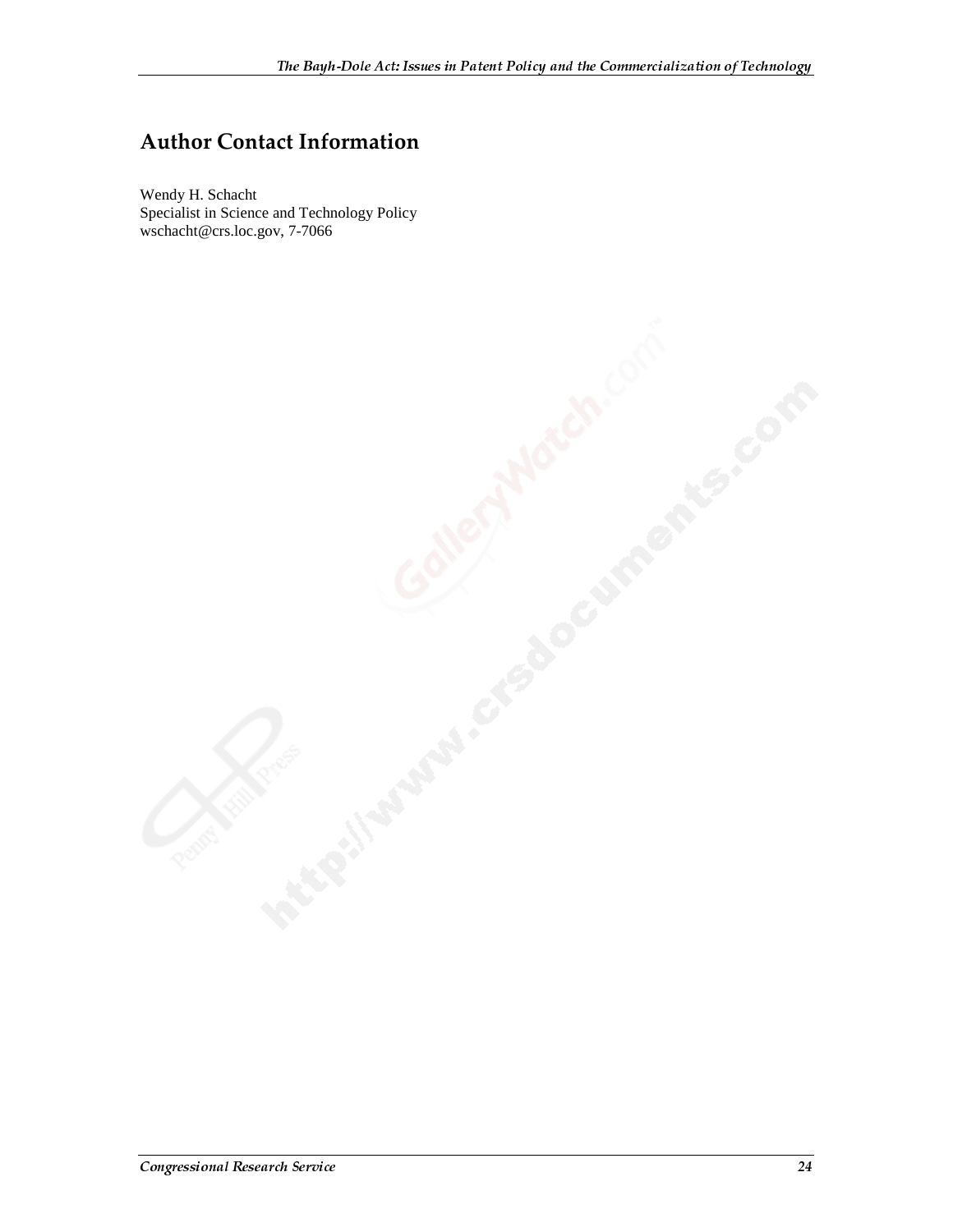## Author Contact Information

Wendy H. Schacht
Specialist in Science and Technology Policy
wschacht@crs.loc.gov, 7-7066